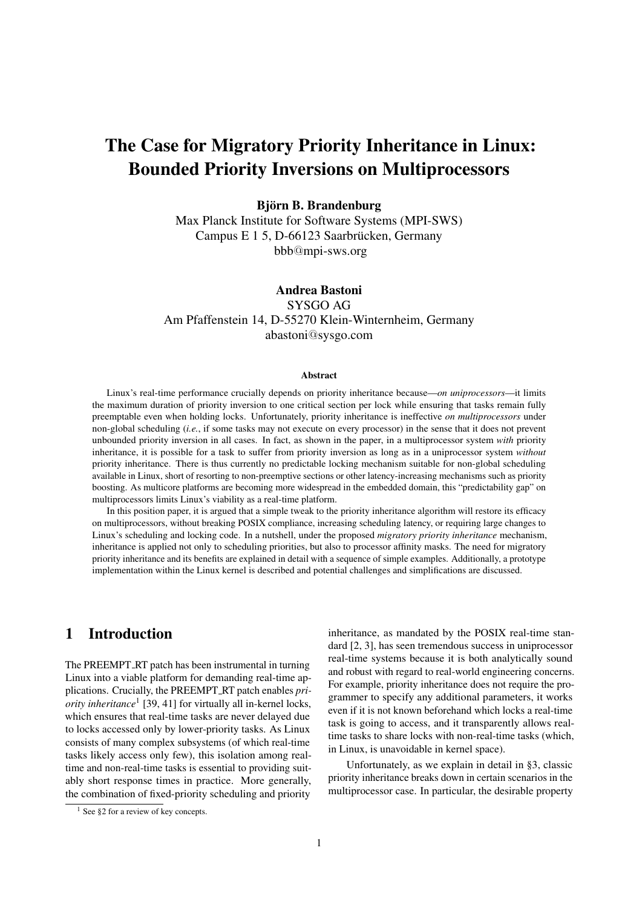# The Case for Migratory Priority Inheritance in Linux: Bounded Priority Inversions on Multiprocessors

**Björn B. Brandenburg**
Max Planck Institute for Software Systems (MPI-SWS)
Campus E 1 5, D-66123 Saarbrücken, Germany
bbb@mpi-sws.org

**Andrea Bastoni**
SYSGO AG
Am Pfaffenstein 14, D-55270 Klein-Winternheim, Germany
abastoni@sysgo.com

### Abstract

Linux's real-time performance crucially depends on priority inheritance because—*on uniprocessors*—it limits the maximum duration of priority inversion to one critical section per lock while ensuring that tasks remain fully preemptable even when holding locks. Unfortunately, priority inheritance is ineffective *on multiprocessors* under non-global scheduling (*i.e.*, if some tasks may not execute on every processor) in the sense that it does not prevent unbounded priority inversion in all cases. In fact, as shown in the paper, in a multiprocessor system *with* priority inheritance, it is possible for a task to suffer from priority inversion as long as in a uniprocessor system *without* priority inheritance. There is thus currently no predictable locking mechanism suitable for non-global scheduling available in Linux, short of resorting to non-preemptive sections or other latency-increasing mechanisms such as priority boosting. As multicore platforms are becoming more widespread in the embedded domain, this "predictability gap" on multiprocessors limits Linux's viability as a real-time platform.

In this position paper, it is argued that a simple tweak to the priority inheritance algorithm will restore its efficacy on multiprocessors, without breaking POSIX compliance, increasing scheduling latency, or requiring large changes to Linux's scheduling and locking code. In a nutshell, under the proposed *migratory priority inheritance* mechanism, inheritance is applied not only to scheduling priorities, but also to processor affinity masks. The need for migratory priority inheritance and its benefits are explained in detail with a sequence of simple examples. Additionally, a prototype implementation within the Linux kernel is described and potential challenges and simplifications are discussed.

## 1 Introduction

The PREEMPT_RT patch has been instrumental in turning Linux into a viable platform for demanding real-time applications. Crucially, the PREEMPT_RT patch enables *priority inheritance*[1] [39, 41] for virtually all in-kernel locks, which ensures that real-time tasks are never delayed due to locks accessed only by lower-priority tasks. As Linux consists of many complex subsystems (of which real-time tasks likely access only few), this isolation among real-time and non-real-time tasks is essential to providing suitably short response times in practice. More generally, the combination of fixed-priority scheduling and priority inheritance, as mandated by the POSIX real-time standard [2, 3], has seen tremendous success in uniprocessor real-time systems because it is both analytically sound and robust with regard to real-world engineering concerns. For example, priority inheritance does not require the programmer to specify any additional parameters, it works even if it is not known beforehand which locks a real-time task is going to access, and it transparently allows real-time tasks to share locks with non-real-time tasks (which, in Linux, is unavoidable in kernel space).

Unfortunately, as we explain in detail in §3, classic priority inheritance breaks down in certain scenarios in the multiprocessor case. In particular, the desirable property

[1] See §2 for a review of key concepts.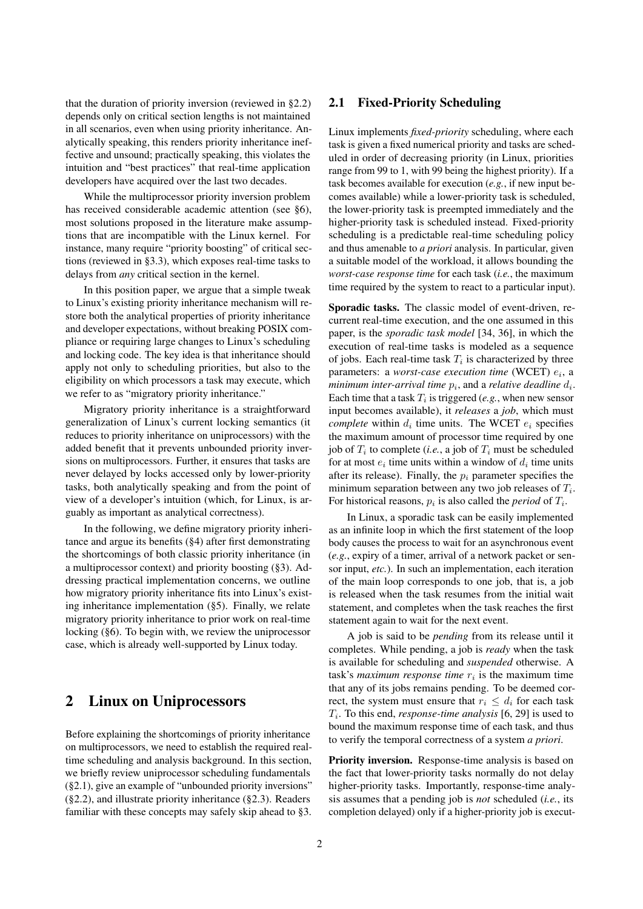that the duration of priority inversion (reviewed in §2.2) depends only on critical section lengths is not maintained in all scenarios, even when using priority inheritance. Analytically speaking, this renders priority inheritance ineffective and unsound; practically speaking, this violates the intuition and "best practices" that real-time application developers have acquired over the last two decades.

While the multiprocessor priority inversion problem has received considerable academic attention (see §6), most solutions proposed in the literature make assumptions that are incompatible with the Linux kernel. For instance, many require "priority boosting" of critical sections (reviewed in §3.3), which exposes real-time tasks to delays from *any* critical section in the kernel.

In this position paper, we argue that a simple tweak to Linux's existing priority inheritance mechanism will restore both the analytical properties of priority inheritance and developer expectations, without breaking POSIX compliance or requiring large changes to Linux's scheduling and locking code. The key idea is that inheritance should apply not only to scheduling priorities, but also to the eligibility on which processors a task may execute, which we refer to as "migratory priority inheritance."

Migratory priority inheritance is a straightforward generalization of Linux's current locking semantics (it reduces to priority inheritance on uniprocessors) with the added benefit that it prevents unbounded priority inversions on multiprocessors. Further, it ensures that tasks are never delayed by locks accessed only by lower-priority tasks, both analytically speaking and from the point of view of a developer's intuition (which, for Linux, is arguably as important as analytical correctness).

In the following, we define migratory priority inheritance and argue its benefits (§4) after first demonstrating the shortcomings of both classic priority inheritance (in a multiprocessor context) and priority boosting (§3). Addressing practical implementation concerns, we outline how migratory priority inheritance fits into Linux's existing inheritance implementation (§5). Finally, we relate migratory priority inheritance to prior work on real-time locking (§6). To begin with, we review the uniprocessor case, which is already well-supported by Linux today.

# 2 Linux on Uniprocessors

Before explaining the shortcomings of priority inheritance on multiprocessors, we need to establish the required real-time scheduling and analysis background. In this section, we briefly review uniprocessor scheduling fundamentals (§2.1), give an example of "unbounded priority inversions" (§2.2), and illustrate priority inheritance (§2.3). Readers familiar with these concepts may safely skip ahead to §3.

## 2.1 Fixed-Priority Scheduling

Linux implements *fixed-priority* scheduling, where each task is given a fixed numerical priority and tasks are scheduled in order of decreasing priority (in Linux, priorities range from 99 to 1, with 99 being the highest priority). If a task becomes available for execution (*e.g.*, if new input becomes available) while a lower-priority task is scheduled, the lower-priority task is preempted immediately and the higher-priority task is scheduled instead. Fixed-priority scheduling is a predictable real-time scheduling policy and thus amenable to *a priori* analysis. In particular, given a suitable model of the workload, it allows bounding the *worst-case response time* for each task (*i.e.*, the maximum time required by the system to react to a particular input).

**Sporadic tasks.** The classic model of event-driven, recurrent real-time execution, and the one assumed in this paper, is the *sporadic task model* [34, 36], in which the execution of real-time tasks is modeled as a sequence of jobs. Each real-time task $T_i$ is characterized by three parameters: a *worst-case execution time* (WCET) $e_i$, a *minimum inter-arrival time* $p_i$, and a *relative deadline* $d_i$. Each time that a task $T_i$ is triggered (*e.g.*, when new sensor input becomes available), it *releases* a *job*, which must *complete* within $d_i$ time units. The WCET $e_i$ specifies the maximum amount of processor time required by one job of $T_i$ to complete (*i.e.*, a job of $T_i$ must be scheduled for at most $e_i$ time units within a window of $d_i$ time units after its release). Finally, the $p_i$ parameter specifies the minimum separation between any two job releases of $T_i$. For historical reasons, $p_i$ is also called the *period* of $T_i$.

In Linux, a sporadic task can be easily implemented as an infinite loop in which the first statement of the loop body causes the process to wait for an asynchronous event (*e.g.*, expiry of a timer, arrival of a network packet or sensor input, *etc.*). In such an implementation, each iteration of the main loop corresponds to one job, that is, a job is released when the task resumes from the initial wait statement, and completes when the task reaches the first statement again to wait for the next event.

A job is said to be *pending* from its release until it completes. While pending, a job is *ready* when the task is available for scheduling and *suspended* otherwise. A task's *maximum response time* $r_i$ is the maximum time that any of its jobs remains pending. To be deemed correct, the system must ensure that $r_i \leq d_i$ for each task $T_i$. To this end, *response-time analysis* [6, 29] is used to bound the maximum response time of each task, and thus to verify the temporal correctness of a system *a priori*.

**Priority inversion.** Response-time analysis is based on the fact that lower-priority tasks normally do not delay higher-priority tasks. Importantly, response-time analysis assumes that a pending job is *not* scheduled (*i.e.*, its completion delayed) only if a higher-priority job is execut-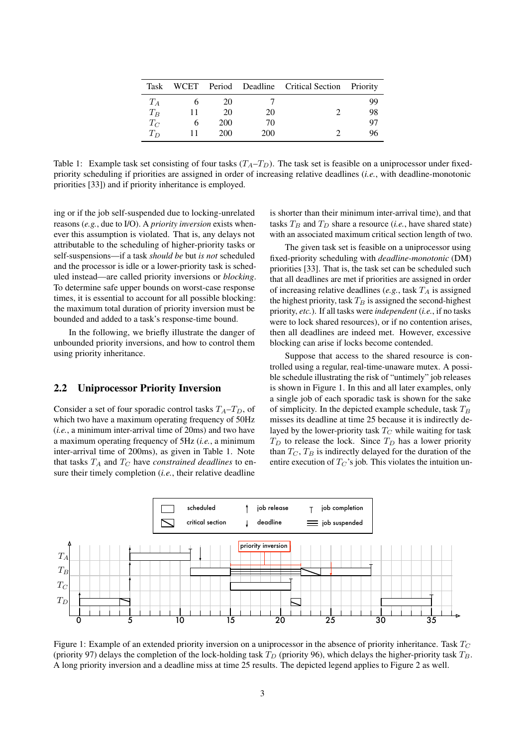| Task | WCET | Period | Deadline | Critical Section | Priority |
|---|---|---|---|---|---|
| $T_A$ | 6 | 20 | 7 | | 99 |
| $T_B$ | 11 | 20 | 20 | 2 | 98 |
| $T_C$ | 6 | 200 | 70 | | 97 |
| $T_D$ | 11 | 200 | 200 | 2 | 96 |

Table 1: Example task set consisting of four tasks ($T_A$–$T_D$). The task set is feasible on a uniprocessor under fixed-priority scheduling if priorities are assigned in order of increasing relative deadlines (*i.e.*, with deadline-monotonic priorities [33]) and if priority inheritance is employed.

ing or if the job self-suspended due to locking-unrelated reasons (*e.g.*, due to I/O). A *priority inversion* exists whenever this assumption is violated. That is, any delays not attributable to the scheduling of higher-priority tasks or self-suspensions—if a task *should be* but *is not* scheduled and the processor is idle or a lower-priority task is scheduled instead—are called priority inversions or *blocking*. To determine safe upper bounds on worst-case response times, it is essential to account for all possible blocking: the maximum total duration of priority inversion must be bounded and added to a task's response-time bound.

In the following, we briefly illustrate the danger of unbounded priority inversions, and how to control them using priority inheritance.

## 2.2 Uniprocessor Priority Inversion

Consider a set of four sporadic control tasks $T_A$–$T_D$, of which two have a maximum operating frequency of 50Hz (*i.e.*, a minimum inter-arrival time of 20ms) and two have a maximum operating frequency of 5Hz (*i.e.*, a minimum inter-arrival time of 200ms), as given in Table 1. Note that tasks $T_A$ and $T_C$ have *constrained deadlines* to ensure their timely completion (*i.e.*, their relative deadline is shorter than their minimum inter-arrival time), and that tasks $T_B$ and $T_D$ share a resource (*i.e.*, have shared state) with an associated maximum critical section length of two.

The given task set is feasible on a uniprocessor using fixed-priority scheduling with *deadline-monotonic* (DM) priorities [33]. That is, the task set can be scheduled such that all deadlines are met if priorities are assigned in order of increasing relative deadlines (*e.g.*, task $T_A$ is assigned the highest priority, task $T_B$ is assigned the second-highest priority, *etc.*). If all tasks were *independent* (*i.e.*, if no tasks were to lock shared resources), or if no contention arises, then all deadlines are indeed met. However, excessive blocking can arise if locks become contended.

Suppose that access to the shared resource is controlled using a regular, real-time-unaware mutex. A possible schedule illustrating the risk of "untimely" job releases is shown in Figure 1. In this and all later examples, only a single job of each sporadic task is shown for the sake of simplicity. In the depicted example schedule, task $T_B$ misses its deadline at time 25 because it is indirectly delayed by the lower-priority task $T_C$ while waiting for task $T_D$ to release the lock. Since $T_D$ has a lower priority than $T_C$, $T_B$ is indirectly delayed for the duration of the entire execution of $T_C$'s job. This violates the intuition un-

Figure 1: Example of an extended priority inversion on a uniprocessor in the absence of priority inheritance. Task $T_C$ (priority 97) delays the completion of the lock-holding task $T_D$ (priority 96), which delays the higher-priority task $T_B$. A long priority inversion and a deadline miss at time 25 results. The depicted legend applies to Figure 2 as well.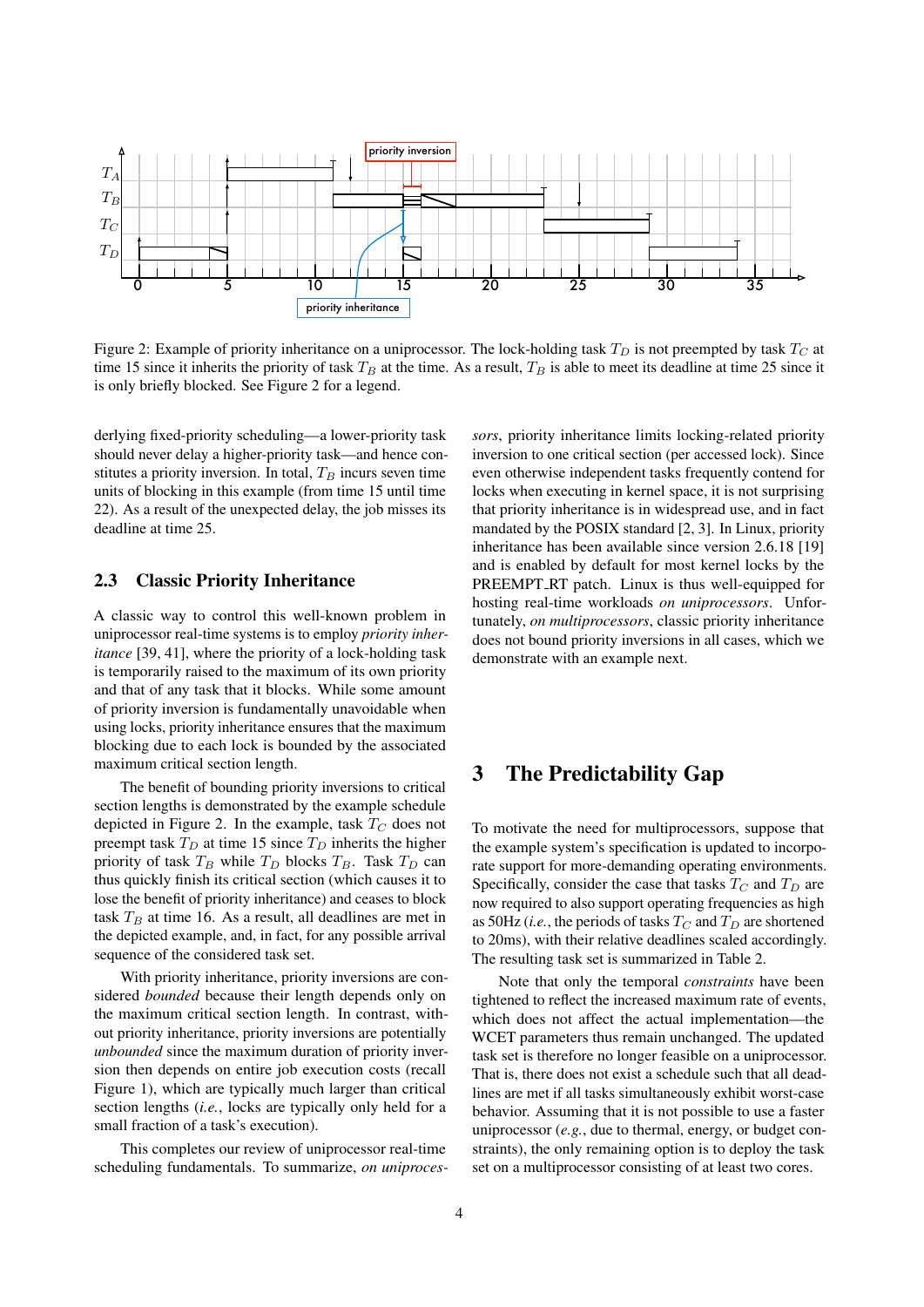Figure 2: Example of priority inheritance on a uniprocessor. The lock-holding task $T_D$ is not preempted by task $T_C$ at time 15 since it inherits the priority of task $T_B$ at the time. As a result, $T_B$ is able to meet its deadline at time 25 since it is only briefly blocked. See Figure 2 for a legend.

derlying fixed-priority scheduling—a lower-priority task should never delay a higher-priority task—and hence constitutes a priority inversion. In total, $T_B$ incurs seven time units of blocking in this example (from time 15 until time 22). As a result of the unexpected delay, the job misses its deadline at time 25.

## 2.3 Classic Priority Inheritance

A classic way to control this well-known problem in uniprocessor real-time systems is to employ *priority inheritance* [39, 41], where the priority of a lock-holding task is temporarily raised to the maximum of its own priority and that of any task that it blocks. While some amount of priority inversion is fundamentally unavoidable when using locks, priority inheritance ensures that the maximum blocking due to each lock is bounded by the associated maximum critical section length.

The benefit of bounding priority inversions to critical section lengths is demonstrated by the example schedule depicted in Figure 2. In the example, task $T_C$ does not preempt task $T_D$ at time 15 since $T_D$ inherits the higher priority of task $T_B$ while $T_D$ blocks $T_B$. Task $T_D$ can thus quickly finish its critical section (which causes it to lose the benefit of priority inheritance) and ceases to block task $T_B$ at time 16. As a result, all deadlines are met in the depicted example, and, in fact, for any possible arrival sequence of the considered task set.

With priority inheritance, priority inversions are considered *bounded* because their length depends only on the maximum critical section length. In contrast, without priority inheritance, priority inversions are potentially *unbounded* since the maximum duration of priority inversion then depends on entire job execution costs (recall Figure 1), which are typically much larger than critical section lengths (*i.e.*, locks are typically only held for a small fraction of a task's execution).

This completes our review of uniprocessor real-time scheduling fundamentals. To summarize, *on uniprocessors*, priority inheritance limits locking-related priority inversion to one critical section (per accessed lock). Since even otherwise independent tasks frequently contend for locks when executing in kernel space, it is not surprising that priority inheritance is in widespread use, and in fact mandated by the POSIX standard [2, 3]. In Linux, priority inheritance has been available since version 2.6.18 [19] and is enabled by default for most kernel locks by the PREEMPT_RT patch. Linux is thus well-equipped for hosting real-time workloads *on uniprocessors*. Unfortunately, *on multiprocessors*, classic priority inheritance does not bound priority inversions in all cases, which we demonstrate with an example next.

# 3 The Predictability Gap

To motivate the need for multiprocessors, suppose that the example system's specification is updated to incorporate support for more-demanding operating environments. Specifically, consider the case that tasks $T_C$ and $T_D$ are now required to also support operating frequencies as high as 50Hz (*i.e.*, the periods of tasks $T_C$ and $T_D$ are shortened to 20ms), with their relative deadlines scaled accordingly. The resulting task set is summarized in Table 2.

Note that only the temporal *constraints* have been tightened to reflect the increased maximum rate of events, which does not affect the actual implementation—the WCET parameters thus remain unchanged. The updated task set is therefore no longer feasible on a uniprocessor. That is, there does not exist a schedule such that all deadlines are met if all tasks simultaneously exhibit worst-case behavior. Assuming that it is not possible to use a faster uniprocessor (*e.g.*, due to thermal, energy, or budget constraints), the only remaining option is to deploy the task set on a multiprocessor consisting of at least two cores.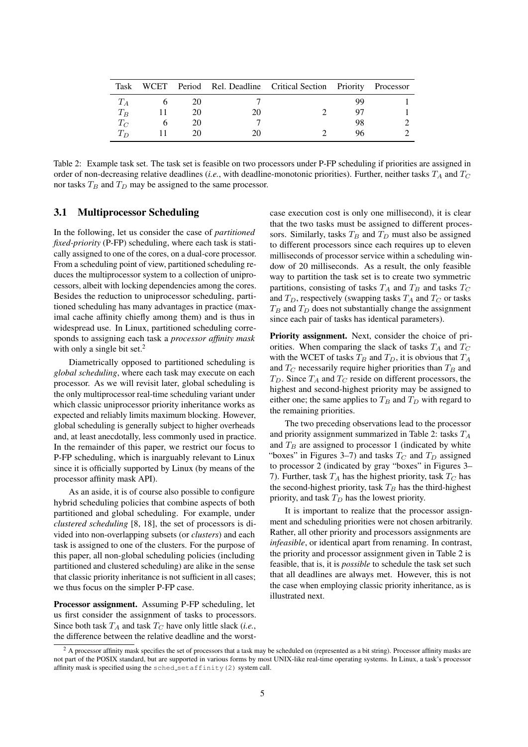| Task | WCET | Period | Rel. Deadline | Critical Section | Priority | Processor |
|---|---|---|---|---|---|---|
| $T_A$ | 6 | 20 | 7 | | 99 | 1 |
| $T_B$ | 11 | 20 | 20 | 2 | 97 | 1 |
| $T_C$ | 6 | 20 | 7 | | 98 | 2 |
| $T_D$ | 11 | 20 | 20 | 2 | 96 | 2 |

Table 2: Example task set. The task set is feasible on two processors under P-FP scheduling if priorities are assigned in order of non-decreasing relative deadlines (*i.e.*, with deadline-monotonic priorities). Further, neither tasks $T_A$ and $T_C$ nor tasks $T_B$ and $T_D$ may be assigned to the same processor.

## 3.1 Multiprocessor Scheduling

In the following, let us consider the case of *partitioned fixed-priority* (P-FP) scheduling, where each task is statically assigned to one of the cores, on a dual-core processor. From a scheduling point of view, partitioned scheduling reduces the multiprocessor system to a collection of uniprocessors, albeit with locking dependencies among the cores. Besides the reduction to uniprocessor scheduling, partitioned scheduling has many advantages in practice (maximal cache affinity chiefly among them) and is thus in widespread use. In Linux, partitioned scheduling corresponds to assigning each task a *processor affinity mask* with only a single bit set.[2]

Diametrically opposed to partitioned scheduling is *global scheduling*, where each task may execute on each processor. As we will revisit later, global scheduling is the only multiprocessor real-time scheduling variant under which classic uniprocessor priority inheritance works as expected and reliably limits maximum blocking. However, global scheduling is generally subject to higher overheads and, at least anecdotally, less commonly used in practice. In the remainder of this paper, we restrict our focus to P-FP scheduling, which is inarguably relevant to Linux since it is officially supported by Linux (by means of the processor affinity mask API).

As an aside, it is of course also possible to configure hybrid scheduling policies that combine aspects of both partitioned and global scheduling. For example, under *clustered scheduling* [8, 18], the set of processors is divided into non-overlapping subsets (or *clusters*) and each task is assigned to one of the clusters. For the purpose of this paper, all non-global scheduling policies (including partitioned and clustered scheduling) are alike in the sense that classic priority inheritance is not sufficient in all cases; we thus focus on the simpler P-FP case.

**Processor assignment.** Assuming P-FP scheduling, let us first consider the assignment of tasks to processors. Since both task $T_A$ and task $T_C$ have only little slack (*i.e.*, the difference between the relative deadline and the worst-case execution cost is only one millisecond), it is clear that the two tasks must be assigned to different processors. Similarly, tasks $T_B$ and $T_D$ must also be assigned to different processors since each requires up to eleven milliseconds of processor service within a scheduling window of 20 milliseconds. As a result, the only feasible way to partition the task set is to create two symmetric partitions, consisting of tasks $T_A$ and $T_B$ and tasks $T_C$ and $T_D$, respectively (swapping tasks $T_A$ and $T_C$ or tasks $T_B$ and $T_D$ does not substantially change the assignment since each pair of tasks has identical parameters).

**Priority assignment.** Next, consider the choice of priorities. When comparing the slack of tasks $T_A$ and $T_C$ with the WCET of tasks $T_B$ and $T_D$, it is obvious that $T_A$ and $T_C$ necessarily require higher priorities than $T_B$ and $T_D$. Since $T_A$ and $T_C$ reside on different processors, the highest and second-highest priority may be assigned to either one; the same applies to $T_B$ and $T_D$ with regard to the remaining priorities.

The two preceding observations lead to the processor and priority assignment summarized in Table 2: tasks $T_A$ and $T_B$ are assigned to processor 1 (indicated by white "boxes" in Figures 3–7) and tasks $T_C$ and $T_D$ assigned to processor 2 (indicated by gray "boxes" in Figures 3–7). Further, task $T_A$ has the highest priority, task $T_C$ has the second-highest priority, task $T_B$ has the third-highest priority, and task $T_D$ has the lowest priority.

It is important to realize that the processor assignment and scheduling priorities were not chosen arbitrarily. Rather, all other priority and processors assignments are *infeasible*, or identical apart from renaming. In contrast, the priority and processor assignment given in Table 2 is feasible, that is, it is *possible* to schedule the task set such that all deadlines are always met. However, this is not the case when employing classic priority inheritance, as is illustrated next.

[2] A processor affinity mask specifies the set of processors that a task may be scheduled on (represented as a bit string). Processor affinity masks are not part of the POSIX standard, but are supported in various forms by most UNIX-like real-time operating systems. In Linux, a task's processor affinity mask is specified using the `sched_setaffinity(2)` system call.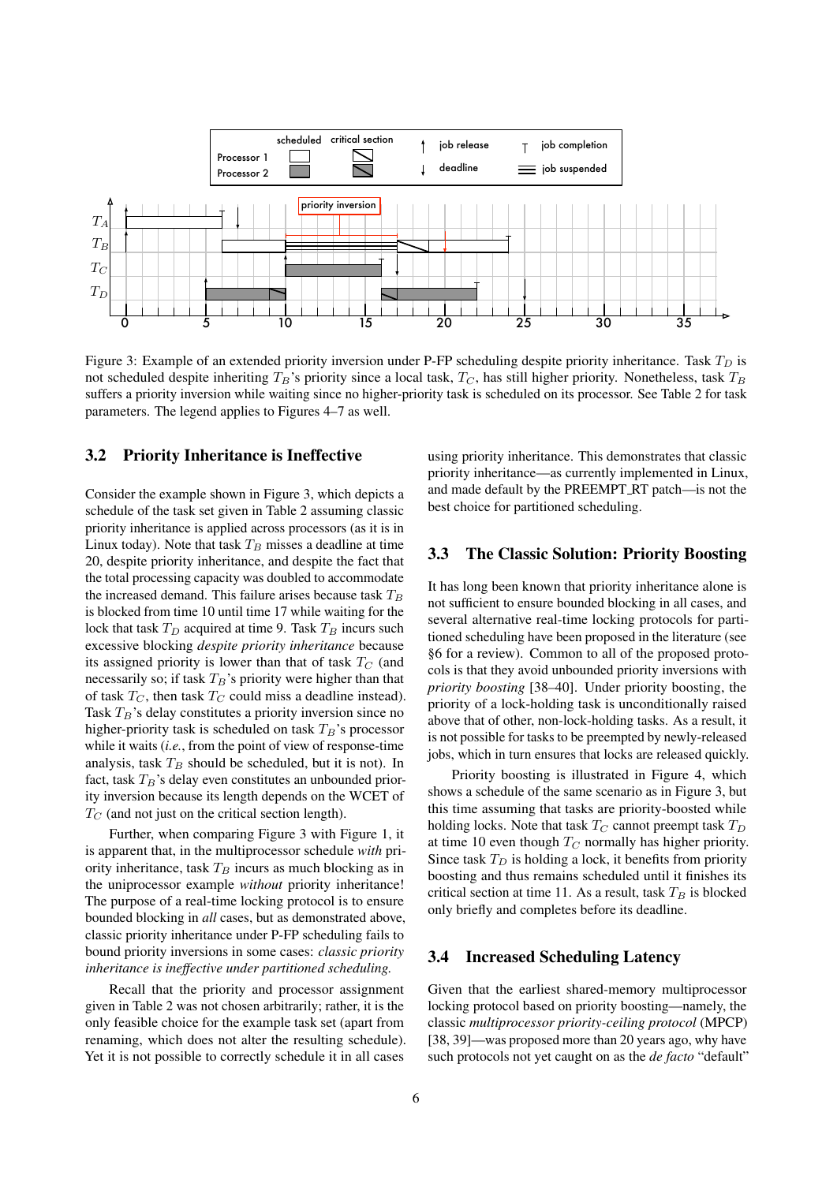Figure 3: Example of an extended priority inversion under P-FP scheduling despite priority inheritance. Task $T_D$ is not scheduled despite inheriting $T_B$'s priority since a local task, $T_C$, has still higher priority. Nonetheless, task $T_B$ suffers a priority inversion while waiting since no higher-priority task is scheduled on its processor. See Table 2 for task parameters. The legend applies to Figures 4–7 as well.

### 3.2 Priority Inheritance is Ineffective

Consider the example shown in Figure 3, which depicts a schedule of the task set given in Table 2 assuming classic priority inheritance is applied across processors (as it is in Linux today). Note that task $T_B$ misses a deadline at time 20, despite priority inheritance, and despite the fact that the total processing capacity was doubled to accommodate the increased demand. This failure arises because task $T_B$ is blocked from time 10 until time 17 while waiting for the lock that task $T_D$ acquired at time 9. Task $T_B$ incurs such excessive blocking *despite priority inheritance* because its assigned priority is lower than that of task $T_C$ (and necessarily so; if task $T_B$'s priority were higher than that of task $T_C$, then task $T_C$ could miss a deadline instead). Task $T_B$'s delay constitutes a priority inversion since no higher-priority task is scheduled on task $T_B$'s processor while it waits (*i.e.*, from the point of view of response-time analysis, task $T_B$ should be scheduled, but it is not). In fact, task $T_B$'s delay even constitutes an unbounded priority inversion because its length depends on the WCET of $T_C$ (and not just on the critical section length).

Further, when comparing Figure 3 with Figure 1, it is apparent that, in the multiprocessor schedule *with* priority inheritance, task $T_B$ incurs as much blocking as in the uniprocessor example *without* priority inheritance! The purpose of a real-time locking protocol is to ensure bounded blocking in *all* cases, but as demonstrated above, classic priority inheritance under P-FP scheduling fails to bound priority inversions in some cases: *classic priority inheritance is ineffective under partitioned scheduling.*

Recall that the priority and processor assignment given in Table 2 was not chosen arbitrarily; rather, it is the only feasible choice for the example task set (apart from renaming, which does not alter the resulting schedule). Yet it is not possible to correctly schedule it in all cases using priority inheritance. This demonstrates that classic priority inheritance—as currently implemented in Linux, and made default by the PREEMPT_RT patch—is not the best choice for partitioned scheduling.

### 3.3 The Classic Solution: Priority Boosting

It has long been known that priority inheritance alone is not sufficient to ensure bounded blocking in all cases, and several alternative real-time locking protocols for partitioned scheduling have been proposed in the literature (see §6 for a review). Common to all of the proposed protocols is that they avoid unbounded priority inversions with *priority boosting* [38–40]. Under priority boosting, the priority of a lock-holding task is unconditionally raised above that of other, non-lock-holding tasks. As a result, it is not possible for tasks to be preempted by newly-released jobs, which in turn ensures that locks are released quickly.

Priority boosting is illustrated in Figure 4, which shows a schedule of the same scenario as in Figure 3, but this time assuming that tasks are priority-boosted while holding locks. Note that task $T_C$ cannot preempt task $T_D$ at time 10 even though $T_C$ normally has higher priority. Since task $T_D$ is holding a lock, it benefits from priority boosting and thus remains scheduled until it finishes its critical section at time 11. As a result, task $T_B$ is blocked only briefly and completes before its deadline.

### 3.4 Increased Scheduling Latency

Given that the earliest shared-memory multiprocessor locking protocol based on priority boosting—namely, the classic *multiprocessor priority-ceiling protocol* (MPCP) [38, 39]—was proposed more than 20 years ago, why have such protocols not yet caught on as the *de facto* "default"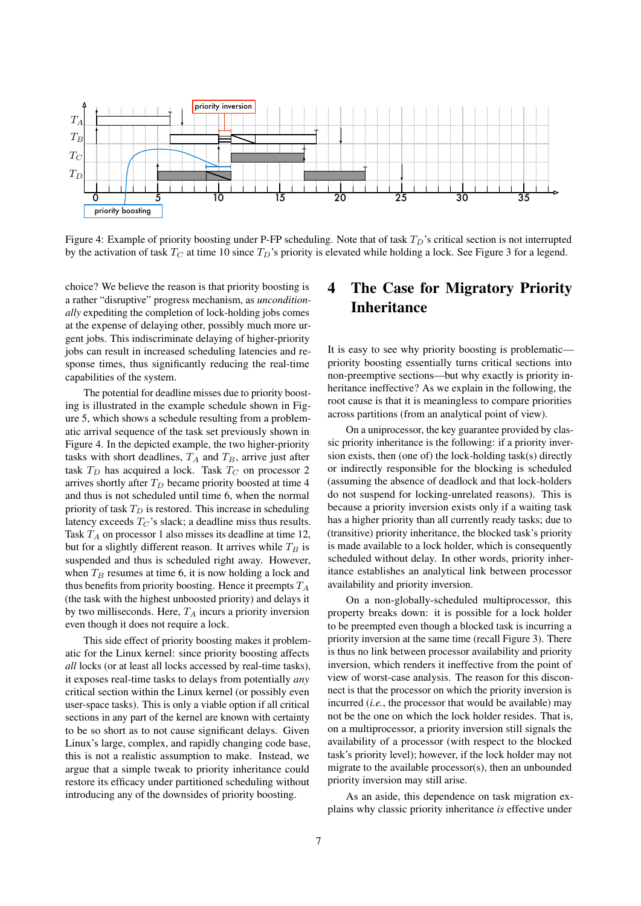Figure 4: Example of priority boosting under P-FP scheduling. Note that of task $T_D$'s critical section is not interrupted by the activation of task $T_C$ at time 10 since $T_D$'s priority is elevated while holding a lock. See Figure 3 for a legend.

choice? We believe the reason is that priority boosting is a rather "disruptive" progress mechanism, as *unconditionally* expediting the completion of lock-holding jobs comes at the expense of delaying other, possibly much more urgent jobs. This indiscriminate delaying of higher-priority jobs can result in increased scheduling latencies and response times, thus significantly reducing the real-time capabilities of the system.

The potential for deadline misses due to priority boosting is illustrated in the example schedule shown in Figure 5, which shows a schedule resulting from a problematic arrival sequence of the task set previously shown in Figure 4. In the depicted example, the two higher-priority tasks with short deadlines, $T_A$ and $T_B$, arrive just after task $T_D$ has acquired a lock. Task $T_C$ on processor 2 arrives shortly after $T_D$ became priority boosted at time 4 and thus is not scheduled until time 6, when the normal priority of task $T_D$ is restored. This increase in scheduling latency exceeds $T_C$'s slack; a deadline miss thus results. Task $T_A$ on processor 1 also misses its deadline at time 12, but for a slightly different reason. It arrives while $T_B$ is suspended and thus is scheduled right away. However, when $T_B$ resumes at time 6, it is now holding a lock and thus benefits from priority boosting. Hence it preempts $T_A$ (the task with the highest unboosted priority) and delays it by two milliseconds. Here, $T_A$ incurs a priority inversion even though it does not require a lock.

This side effect of priority boosting makes it problematic for the Linux kernel: since priority boosting affects *all* locks (or at least all locks accessed by real-time tasks), it exposes real-time tasks to delays from potentially *any* critical section within the Linux kernel (or possibly even user-space tasks). This is only a viable option if all critical sections in any part of the kernel are known with certainty to be so short as to not cause significant delays. Given Linux's large, complex, and rapidly changing code base, this is not a realistic assumption to make. Instead, we argue that a simple tweak to priority inheritance could restore its efficacy under partitioned scheduling without introducing any of the downsides of priority boosting.

# 4 The Case for Migratory Priority Inheritance

It is easy to see why priority boosting is problematic—priority boosting essentially turns critical sections into non-preemptive sections—but why exactly is priority inheritance ineffective? As we explain in the following, the root cause is that it is meaningless to compare priorities across partitions (from an analytical point of view).

On a uniprocessor, the key guarantee provided by classic priority inheritance is the following: if a priority inversion exists, then (one of) the lock-holding task(s) directly or indirectly responsible for the blocking is scheduled (assuming the absence of deadlock and that lock-holders do not suspend for locking-unrelated reasons). This is because a priority inversion exists only if a waiting task has a higher priority than all currently ready tasks; due to (transitive) priority inheritance, the blocked task's priority is made available to a lock holder, which is consequently scheduled without delay. In other words, priority inheritance establishes an analytical link between processor availability and priority inversion.

On a non-globally-scheduled multiprocessor, this property breaks down: it is possible for a lock holder to be preempted even though a blocked task is incurring a priority inversion at the same time (recall Figure 3). There is thus no link between processor availability and priority inversion, which renders it ineffective for the point of view of worst-case analysis. The reason for this disconnect is that the processor on which the priority inversion is incurred (*i.e.*, the processor that would be available) may not be the one on which the lock holder resides. That is, on a multiprocessor, a priority inversion still signals the availability of a processor (with respect to the blocked task's priority level); however, if the lock holder may not migrate to the available processor(s), then an unbounded priority inversion may still arise.

As an aside, this dependence on task migration explains why classic priority inheritance *is* effective under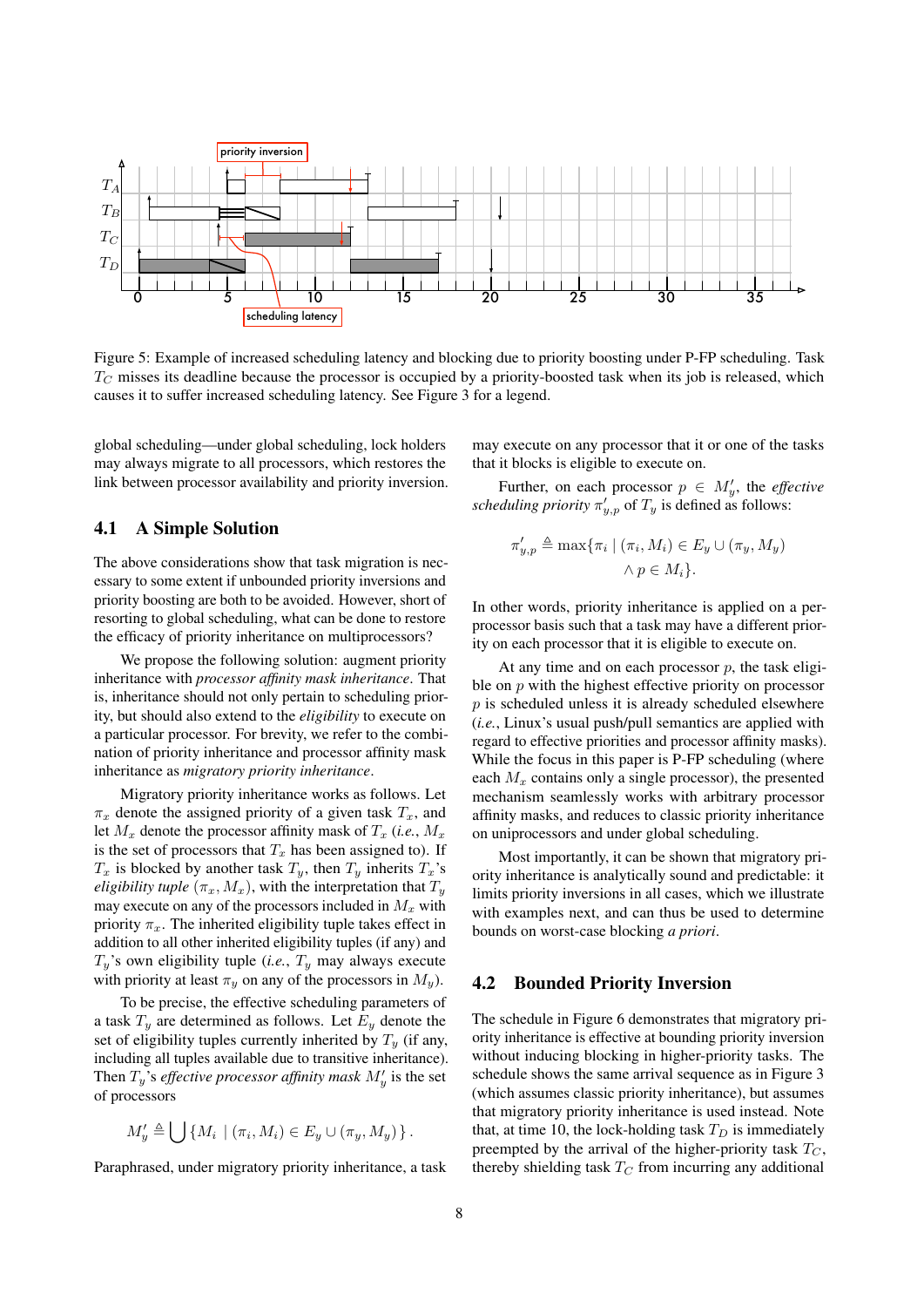Figure 5: Example of increased scheduling latency and blocking due to priority boosting under P-FP scheduling. Task $T_C$ misses its deadline because the processor is occupied by a priority-boosted task when its job is released, which causes it to suffer increased scheduling latency. See Figure 3 for a legend.

global scheduling—under global scheduling, lock holders may always migrate to all processors, which restores the link between processor availability and priority inversion.

## 4.1 A Simple Solution

The above considerations show that task migration is necessary to some extent if unbounded priority inversions and priority boosting are both to be avoided. However, short of resorting to global scheduling, what can be done to restore the efficacy of priority inheritance on multiprocessors?

We propose the following solution: augment priority inheritance with *processor affinity mask inheritance*. That is, inheritance should not only pertain to scheduling priority, but should also extend to the *eligibility* to execute on a particular processor. For brevity, we refer to the combination of priority inheritance and processor affinity mask inheritance as *migratory priority inheritance*.

Migratory priority inheritance works as follows. Let $\pi_x$ denote the assigned priority of a given task $T_x$, and let $M_x$ denote the processor affinity mask of $T_x$ (*i.e.*, $M_x$ is the set of processors that $T_x$ has been assigned to). If $T_x$ is blocked by another task $T_y$, then $T_y$ inherits $T_x$'s *eligibility tuple* $(\pi_x, M_x)$, with the interpretation that $T_y$ may execute on any of the processors included in $M_x$ with priority $\pi_x$. The inherited eligibility tuple takes effect in addition to all other inherited eligibility tuples (if any) and $T_y$'s own eligibility tuple (*i.e.*, $T_y$ may always execute with priority at least $\pi_y$ on any of the processors in $M_y$).

To be precise, the effective scheduling parameters of a task $T_y$ are determined as follows. Let $E_y$ denote the set of eligibility tuples currently inherited by $T_y$ (if any, including all tuples available due to transitive inheritance). Then $T_y$'s *effective processor affinity mask* $M'_y$ is the set of processors

$$M'_y \triangleq \bigcup \{ M_i \mid (\pi_i, M_i) \in E_y \cup (\pi_y, M_y) \} .$$

Paraphrased, under migratory priority inheritance, a task may execute on any processor that it or one of the tasks that it blocks is eligible to execute on.

Further, on each processor $p \in M'_y$, the *effective scheduling priority* $\pi'_{y,p}$ of $T_y$ is defined as follows:

$$\pi'_{y,p} \triangleq \max\{ \pi_i \mid (\pi_i, M_i) \in E_y \cup (\pi_y, M_y) \wedge p \in M_i \}.$$

In other words, priority inheritance is applied on a per-processor basis such that a task may have a different priority on each processor that it is eligible to execute on.

At any time and on each processor $p$, the task eligible on $p$ with the highest effective priority on processor $p$ is scheduled unless it is already scheduled elsewhere (*i.e.*, Linux's usual push/pull semantics are applied with regard to effective priorities and processor affinity masks). While the focus in this paper is P-FP scheduling (where each $M_x$ contains only a single processor), the presented mechanism seamlessly works with arbitrary processor affinity masks, and reduces to classic priority inheritance on uniprocessors and under global scheduling.

Most importantly, it can be shown that migratory priority inheritance is analytically sound and predictable: it limits priority inversions in all cases, which we illustrate with examples next, and can thus be used to determine bounds on worst-case blocking *a priori*.

## 4.2 Bounded Priority Inversion

The schedule in Figure 6 demonstrates that migratory priority inheritance is effective at bounding priority inversion without inducing blocking in higher-priority tasks. The schedule shows the same arrival sequence as in Figure 3 (which assumes classic priority inheritance), but assumes that migratory priority inheritance is used instead. Note that, at time 10, the lock-holding task $T_D$ is immediately preempted by the arrival of the higher-priority task $T_C$, thereby shielding task $T_C$ from incurring any additional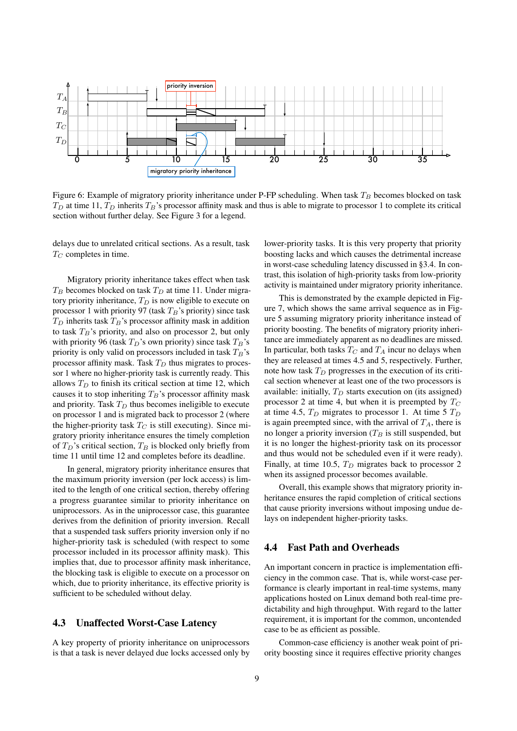Figure 6: Example of migratory priority inheritance under P-FP scheduling. When task $T_B$ becomes blocked on task $T_D$ at time 11, $T_D$ inherits $T_B$'s processor affinity mask and thus is able to migrate to processor 1 to complete its critical section without further delay. See Figure 3 for a legend.

delays due to unrelated critical sections. As a result, task $T_C$ completes in time.

Migratory priority inheritance takes effect when task $T_B$ becomes blocked on task $T_D$ at time 11. Under migratory priority inheritance, $T_D$ is now eligible to execute on processor 1 with priority 97 (task $T_B$'s priority) since task $T_D$ inherits task $T_B$'s processor affinity mask in addition to task $T_B$'s priority, and also on processor 2, but only with priority 96 (task $T_D$'s own priority) since task $T_B$'s priority is only valid on processors included in task $T_B$'s processor affinity mask. Task $T_D$ thus migrates to processor 1 where no higher-priority task is currently ready. This allows $T_D$ to finish its critical section at time 12, which causes it to stop inheriting $T_B$'s processor affinity mask and priority. Task $T_D$ thus becomes ineligible to execute on processor 1 and is migrated back to processor 2 (where the higher-priority task $T_C$ is still executing). Since migratory priority inheritance ensures the timely completion of $T_D$'s critical section, $T_B$ is blocked only briefly from time 11 until time 12 and completes before its deadline.

In general, migratory priority inheritance ensures that the maximum priority inversion (per lock access) is limited to the length of one critical section, thereby offering a progress guarantee similar to priority inheritance on uniprocessors. As in the uniprocessor case, this guarantee derives from the definition of priority inversion. Recall that a suspended task suffers priority inversion only if no higher-priority task is scheduled (with respect to some processor included in its processor affinity mask). This implies that, due to processor affinity mask inheritance, the blocking task is eligible to execute on a processor on which, due to priority inheritance, its effective priority is sufficient to be scheduled without delay.

## 4.3 Unaffected Worst-Case Latency

A key property of priority inheritance on uniprocessors is that a task is never delayed due locks accessed only by lower-priority tasks. It is this very property that priority boosting lacks and which causes the detrimental increase in worst-case scheduling latency discussed in §3.4. In contrast, this isolation of high-priority tasks from low-priority activity is maintained under migratory priority inheritance.

This is demonstrated by the example depicted in Figure 7, which shows the same arrival sequence as in Figure 5 assuming migratory priority inheritance instead of priority boosting. The benefits of migratory priority inheritance are immediately apparent as no deadlines are missed. In particular, both tasks $T_C$ and $T_A$ incur no delays when they are released at times 4.5 and 5, respectively. Further, note how task $T_D$ progresses in the execution of its critical section whenever at least one of the two processors is available: initially, $T_D$ starts execution on (its assigned) processor 2 at time 4, but when it is preempted by $T_C$ at time 4.5, $T_D$ migrates to processor 1. At time 5 $T_D$ is again preempted since, with the arrival of $T_A$, there is no longer a priority inversion ($T_B$ is still suspended, but it is no longer the highest-priority task on its processor and thus would not be scheduled even if it were ready). Finally, at time 10.5, $T_D$ migrates back to processor 2 when its assigned processor becomes available.

Overall, this example shows that migratory priority inheritance ensures the rapid completion of critical sections that cause priority inversions without imposing undue delays on independent higher-priority tasks.

## 4.4 Fast Path and Overheads

An important concern in practice is implementation efficiency in the common case. That is, while worst-case performance is clearly important in real-time systems, many applications hosted on Linux demand both real-time predictability and high throughput. With regard to the latter requirement, it is important for the common, uncontended case to be as efficient as possible.

Common-case efficiency is another weak point of priority boosting since it requires effective priority changes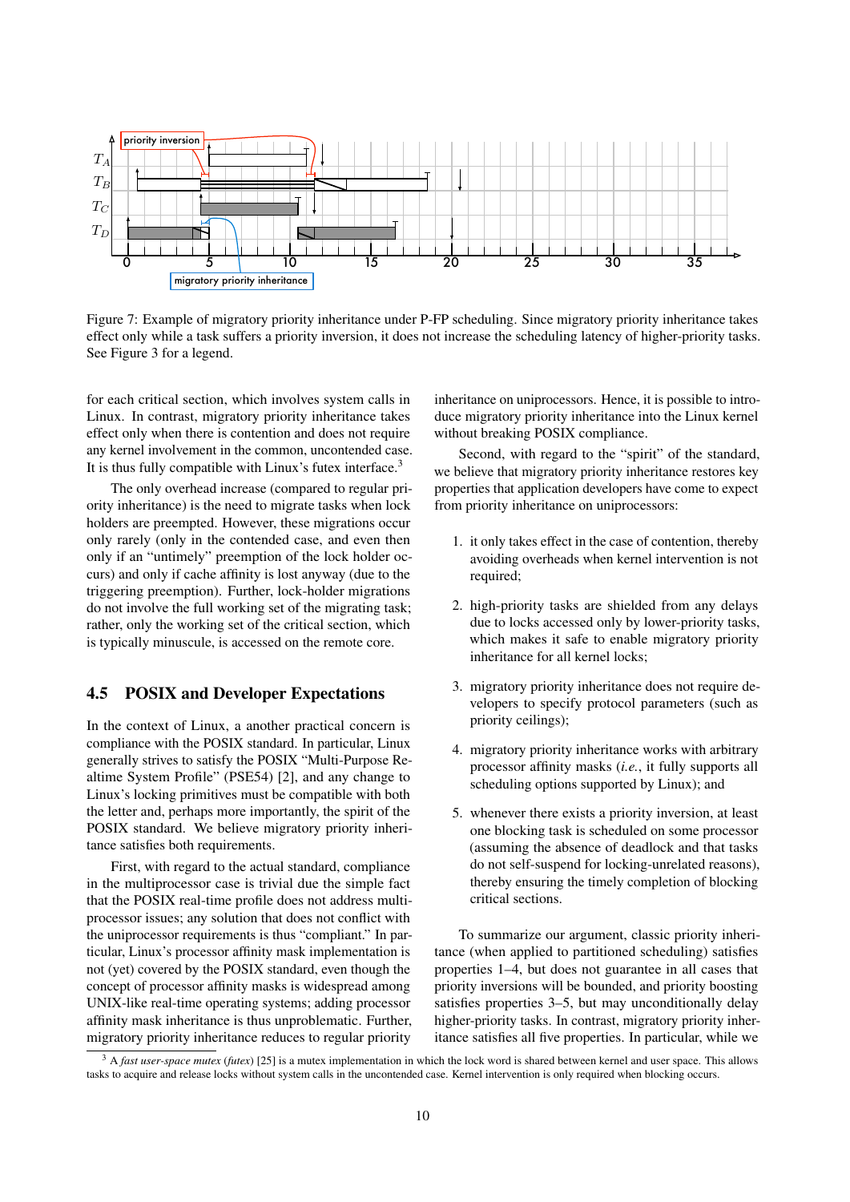Figure 7: Example of migratory priority inheritance under P-FP scheduling. Since migratory priority inheritance takes effect only while a task suffers a priority inversion, it does not increase the scheduling latency of higher-priority tasks. See Figure 3 for a legend.

for each critical section, which involves system calls in Linux. In contrast, migratory priority inheritance takes effect only when there is contention and does not require any kernel involvement in the common, uncontended case. It is thus fully compatible with Linux's futex interface.[3]

The only overhead increase (compared to regular priority inheritance) is the need to migrate tasks when lock holders are preempted. However, these migrations occur only rarely (only in the contended case, and even then only if an "untimely" preemption of the lock holder occurs) and only if cache affinity is lost anyway (due to the triggering preemption). Further, lock-holder migrations do not involve the full working set of the migrating task; rather, only the working set of the critical section, which is typically minuscule, is accessed on the remote core.

## 4.5 POSIX and Developer Expectations

In the context of Linux, a another practical concern is compliance with the POSIX standard. In particular, Linux generally strives to satisfy the POSIX "Multi-Purpose Realtime System Profile" (PSE54) [2], and any change to Linux's locking primitives must be compatible with both the letter and, perhaps more importantly, the spirit of the POSIX standard. We believe migratory priority inheritance satisfies both requirements.

First, with regard to the actual standard, compliance in the multiprocessor case is trivial due the simple fact that the POSIX real-time profile does not address multiprocessor issues; any solution that does not conflict with the uniprocessor requirements is thus "compliant." In particular, Linux's processor affinity mask implementation is not (yet) covered by the POSIX standard, even though the concept of processor affinity masks is widespread among UNIX-like real-time operating systems; adding processor affinity mask inheritance is thus unproblematic. Further, migratory priority inheritance reduces to regular priority inheritance on uniprocessors. Hence, it is possible to introduce migratory priority inheritance into the Linux kernel without breaking POSIX compliance.

Second, with regard to the "spirit" of the standard, we believe that migratory priority inheritance restores key properties that application developers have come to expect from priority inheritance on uniprocessors:

1. it only takes effect in the case of contention, thereby avoiding overheads when kernel intervention is not required;
2. high-priority tasks are shielded from any delays due to locks accessed only by lower-priority tasks, which makes it safe to enable migratory priority inheritance for all kernel locks;
3. migratory priority inheritance does not require developers to specify protocol parameters (such as priority ceilings);
4. migratory priority inheritance works with arbitrary processor affinity masks (*i.e.*, it fully supports all scheduling options supported by Linux); and
5. whenever there exists a priority inversion, at least one blocking task is scheduled on some processor (assuming the absence of deadlock and that tasks do not self-suspend for locking-unrelated reasons), thereby ensuring the timely completion of blocking critical sections.

To summarize our argument, classic priority inheritance (when applied to partitioned scheduling) satisfies properties 1–4, but does not guarantee in all cases that priority inversions will be bounded, and priority boosting satisfies properties 3–5, but may unconditionally delay higher-priority tasks. In contrast, migratory priority inheritance satisfies all five properties. In particular, while we

[3] A *fast user-space mutex* (*futex*) [25] is a mutex implementation in which the lock word is shared between kernel and user space. This allows tasks to acquire and release locks without system calls in the uncontended case. Kernel intervention is only required when blocking occurs.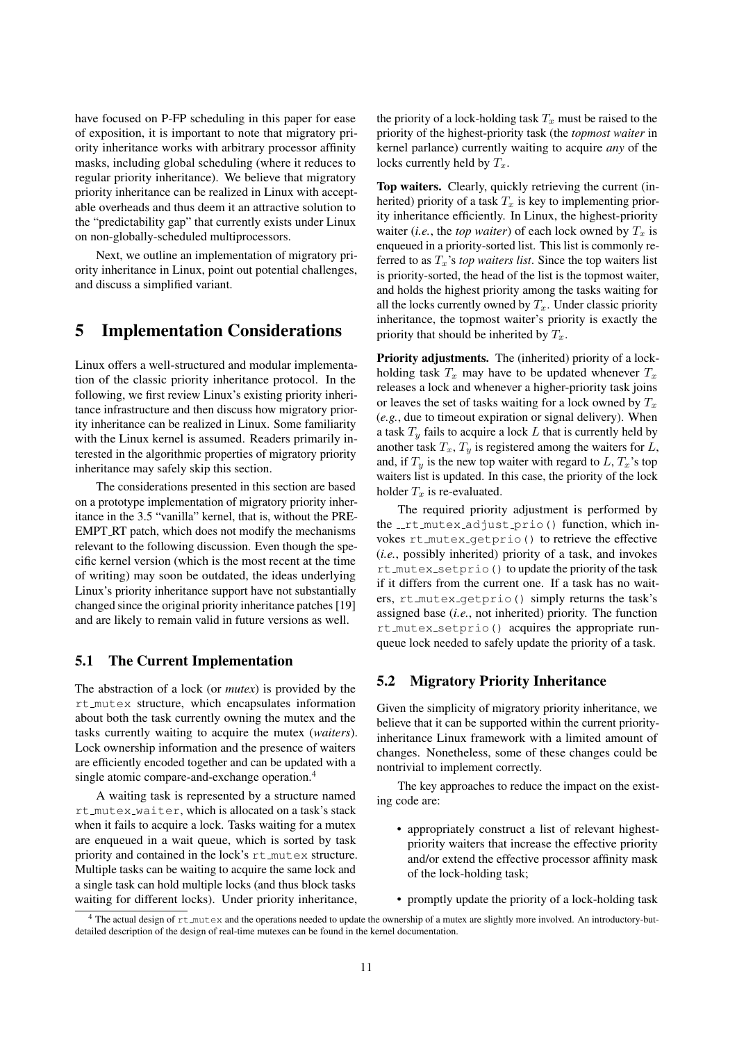have focused on P-FP scheduling in this paper for ease of exposition, it is important to note that migratory priority inheritance works with arbitrary processor affinity masks, including global scheduling (where it reduces to regular priority inheritance). We believe that migratory priority inheritance can be realized in Linux with acceptable overheads and thus deem it an attractive solution to the "predictability gap" that currently exists under Linux on non-globally-scheduled multiprocessors.

Next, we outline an implementation of migratory priority inheritance in Linux, point out potential challenges, and discuss a simplified variant.

# 5 Implementation Considerations

Linux offers a well-structured and modular implementation of the classic priority inheritance protocol. In the following, we first review Linux's existing priority inheritance infrastructure and then discuss how migratory priority inheritance can be realized in Linux. Some familiarity with the Linux kernel is assumed. Readers primarily interested in the algorithmic properties of migratory priority inheritance may safely skip this section.

The considerations presented in this section are based on a prototype implementation of migratory priority inheritance in the 3.5 "vanilla" kernel, that is, without the PREEMPT_RT patch, which does not modify the mechanisms relevant to the following discussion. Even though the specific kernel version (which is the most recent at the time of writing) may soon be outdated, the ideas underlying Linux's priority inheritance support have not substantially changed since the original priority inheritance patches [19] and are likely to remain valid in future versions as well.

## 5.1 The Current Implementation

The abstraction of a lock (or *mutex*) is provided by the `rt_mutex` structure, which encapsulates information about both the task currently owning the mutex and the tasks currently waiting to acquire the mutex (*waiters*). Lock ownership information and the presence of waiters are efficiently encoded together and can be updated with a single atomic compare-and-exchange operation.[4]

A waiting task is represented by a structure named `rt_mutex_waiter`, which is allocated on a task's stack when it fails to acquire a lock. Tasks waiting for a mutex are enqueued in a wait queue, which is sorted by task priority and contained in the lock's `rt_mutex` structure. Multiple tasks can be waiting to acquire the same lock and a single task can hold multiple locks (and thus block tasks waiting for different locks). Under priority inheritance, the priority of a lock-holding task $T_x$ must be raised to the priority of the highest-priority task (the *topmost waiter* in kernel parlance) currently waiting to acquire *any* of the locks currently held by $T_x$.

**Top waiters.** Clearly, quickly retrieving the current (inherited) priority of a task $T_x$ is key to implementing priority inheritance efficiently. In Linux, the highest-priority waiter (*i.e.*, the *top waiter*) of each lock owned by $T_x$ is enqueued in a priority-sorted list. This list is commonly referred to as $T_x$'s *top waiters list*. Since the top waiters list is priority-sorted, the head of the list is the topmost waiter, and holds the highest priority among the tasks waiting for all the locks currently owned by $T_x$. Under classic priority inheritance, the topmost waiter's priority is exactly the priority that should be inherited by $T_x$.

**Priority adjustments.** The (inherited) priority of a lock-holding task $T_x$ may have to be updated whenever $T_x$ releases a lock and whenever a higher-priority task joins or leaves the set of tasks waiting for a lock owned by $T_x$ (*e.g.*, due to timeout expiration or signal delivery). When a task $T_y$ fails to acquire a lock $L$ that is currently held by another task $T_x$, $T_y$ is registered among the waiters for $L$, and, if $T_y$ is the new top waiter with regard to $L$, $T_x$'s top waiters list is updated. In this case, the priority of the lock holder $T_x$ is re-evaluated.

The required priority adjustment is performed by the `__rt_mutex_adjust_prio()` function, which invokes `rt_mutex_getprio()` to retrieve the effective (*i.e.*, possibly inherited) priority of a task, and invokes `rt_mutex_setprio()` to update the priority of the task if it differs from the current one. If a task has no waiters, `rt_mutex_getprio()` simply returns the task's assigned base (*i.e.*, not inherited) priority. The function `rt_mutex_setprio()` acquires the appropriate runqueue lock needed to safely update the priority of a task.

## 5.2 Migratory Priority Inheritance

Given the simplicity of migratory priority inheritance, we believe that it can be supported within the current priority-inheritance Linux framework with a limited amount of changes. Nonetheless, some of these changes could be nontrivial to implement correctly.

The key approaches to reduce the impact on the existing code are:

- appropriately construct a list of relevant highest-priority waiters that increase the effective priority and/or extend the effective processor affinity mask of the lock-holding task;
- promptly update the priority of a lock-holding task

[4] The actual design of `rt_mutex` and the operations needed to update the ownership of a mutex are slightly more involved. An introductory-but-detailed description of the design of real-time mutexes can be found in the kernel documentation.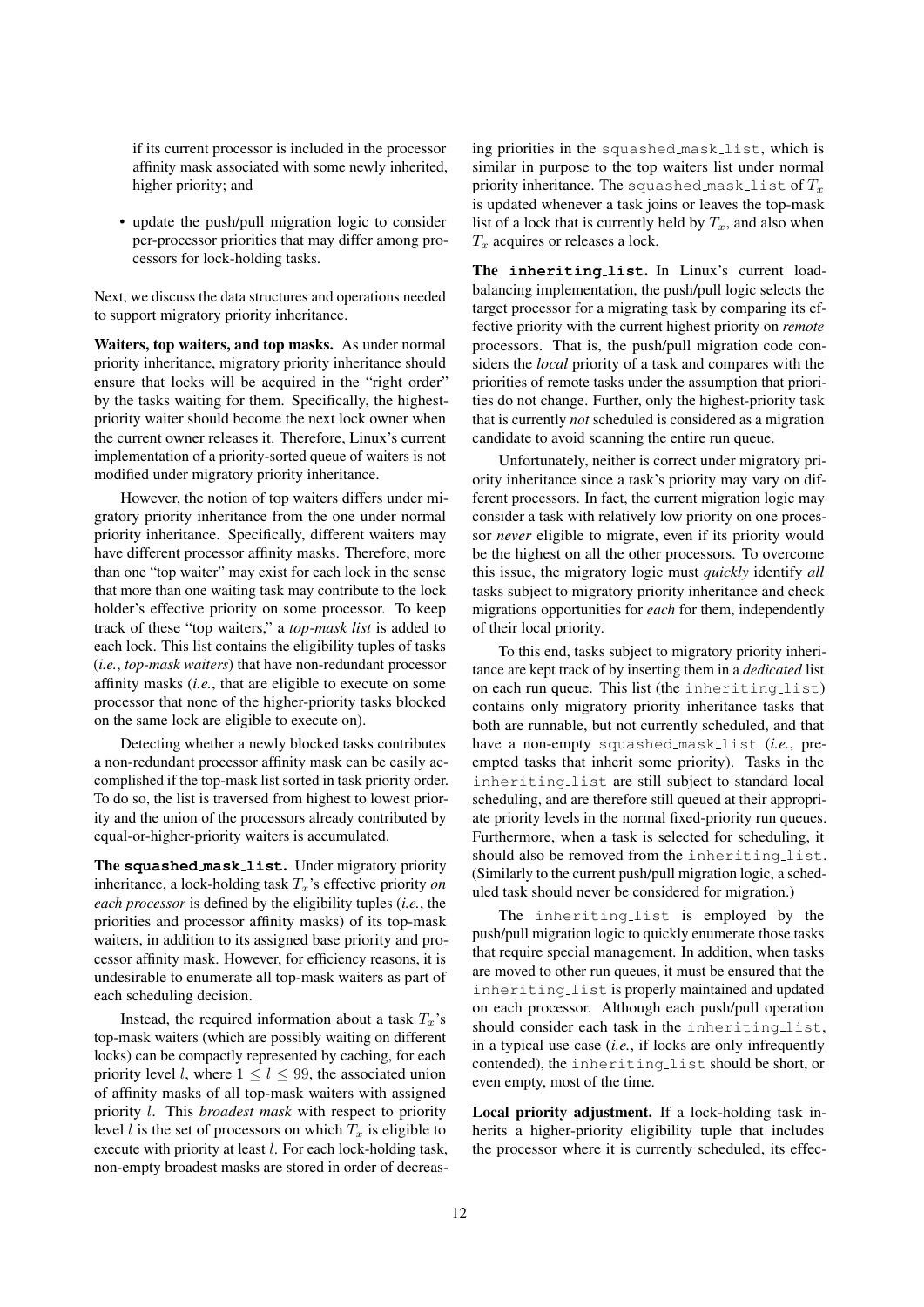if its current processor is included in the processor affinity mask associated with some newly inherited, higher priority; and

- update the push/pull migration logic to consider per-processor priorities that may differ among processors for lock-holding tasks.

Next, we discuss the data structures and operations needed to support migratory priority inheritance.

**Waiters, top waiters, and top masks.** As under normal priority inheritance, migratory priority inheritance should ensure that locks will be acquired in the "right order" by the tasks waiting for them. Specifically, the highest-priority waiter should become the next lock owner when the current owner releases it. Therefore, Linux's current implementation of a priority-sorted queue of waiters is not modified under migratory priority inheritance.

However, the notion of top waiters differs under migratory priority inheritance from the one under normal priority inheritance. Specifically, different waiters may have different processor affinity masks. Therefore, more than one "top waiter" may exist for each lock in the sense that more than one waiting task may contribute to the lock holder's effective priority on some processor. To keep track of these "top waiters," a *top-mask list* is added to each lock. This list contains the eligibility tuples of tasks (*i.e.*, *top-mask waiters*) that have non-redundant processor affinity masks (*i.e.*, that are eligible to execute on some processor that none of the higher-priority tasks blocked on the same lock are eligible to execute on).

Detecting whether a newly blocked tasks contributes a non-redundant processor affinity mask can be easily accomplished if the top-mask list sorted in task priority order. To do so, the list is traversed from highest to lowest priority and the union of the processors already contributed by equal-or-higher-priority waiters is accumulated.

**The `squashed_mask_list`.** Under migratory priority inheritance, a lock-holding task $T_x$'s effective priority *on each processor* is defined by the eligibility tuples (*i.e.*, the priorities and processor affinity masks) of its top-mask waiters, in addition to its assigned base priority and processor affinity mask. However, for efficiency reasons, it is undesirable to enumerate all top-mask waiters as part of each scheduling decision.

Instead, the required information about a task $T_x$'s top-mask waiters (which are possibly waiting on different locks) can be compactly represented by caching, for each priority level $l$, where $1 \leq l \leq 99$, the associated union of affinity masks of all top-mask waiters with assigned priority $l$. This *broadest mask* with respect to priority level $l$ is the set of processors on which $T_x$ is eligible to execute with priority at least $l$. For each lock-holding task, non-empty broadest masks are stored in order of decreasing priorities in the `squashed_mask_list`, which is similar in purpose to the top waiters list under normal priority inheritance. The `squashed_mask_list` of $T_x$ is updated whenever a task joins or leaves the top-mask list of a lock that is currently held by $T_x$, and also when $T_x$ acquires or releases a lock.

**The `inheriting_list`.** In Linux's current load-balancing implementation, the push/pull logic selects the target processor for a migrating task by comparing its effective priority with the current highest priority on *remote* processors. That is, the push/pull migration code considers the *local* priority of a task and compares with the priorities of remote tasks under the assumption that priorities do not change. Further, only the highest-priority task that is currently *not* scheduled is considered as a migration candidate to avoid scanning the entire run queue.

Unfortunately, neither is correct under migratory priority inheritance since a task's priority may vary on different processors. In fact, the current migration logic may consider a task with relatively low priority on one processor *never* eligible to migrate, even if its priority would be the highest on all the other processors. To overcome this issue, the migratory logic must *quickly* identify *all* tasks subject to migratory priority inheritance and check migrations opportunities for *each* for them, independently of their local priority.

To this end, tasks subject to migratory priority inheritance are kept track of by inserting them in a *dedicated* list on each run queue. This list (the `inheriting_list`) contains only migratory priority inheritance tasks that both are runnable, but not currently scheduled, and that have a non-empty `squashed_mask_list` (*i.e.*, preempted tasks that inherit some priority). Tasks in the `inheriting_list` are still subject to standard local scheduling, and are therefore still queued at their appropriate priority levels in the normal fixed-priority run queues. Furthermore, when a task is selected for scheduling, it should also be removed from the `inheriting_list`. (Similarly to the current push/pull migration logic, a scheduled task should never be considered for migration.)

The `inheriting_list` is employed by the push/pull migration logic to quickly enumerate those tasks that require special management. In addition, when tasks are moved to other run queues, it must be ensured that the `inheriting_list` is properly maintained and updated on each processor. Although each push/pull operation should consider each task in the `inheriting_list`, in a typical use case (*i.e.*, if locks are only infrequently contended), the `inheriting_list` should be short, or even empty, most of the time.

**Local priority adjustment.** If a lock-holding task inherits a higher-priority eligibility tuple that includes the processor where it is currently scheduled, its effec-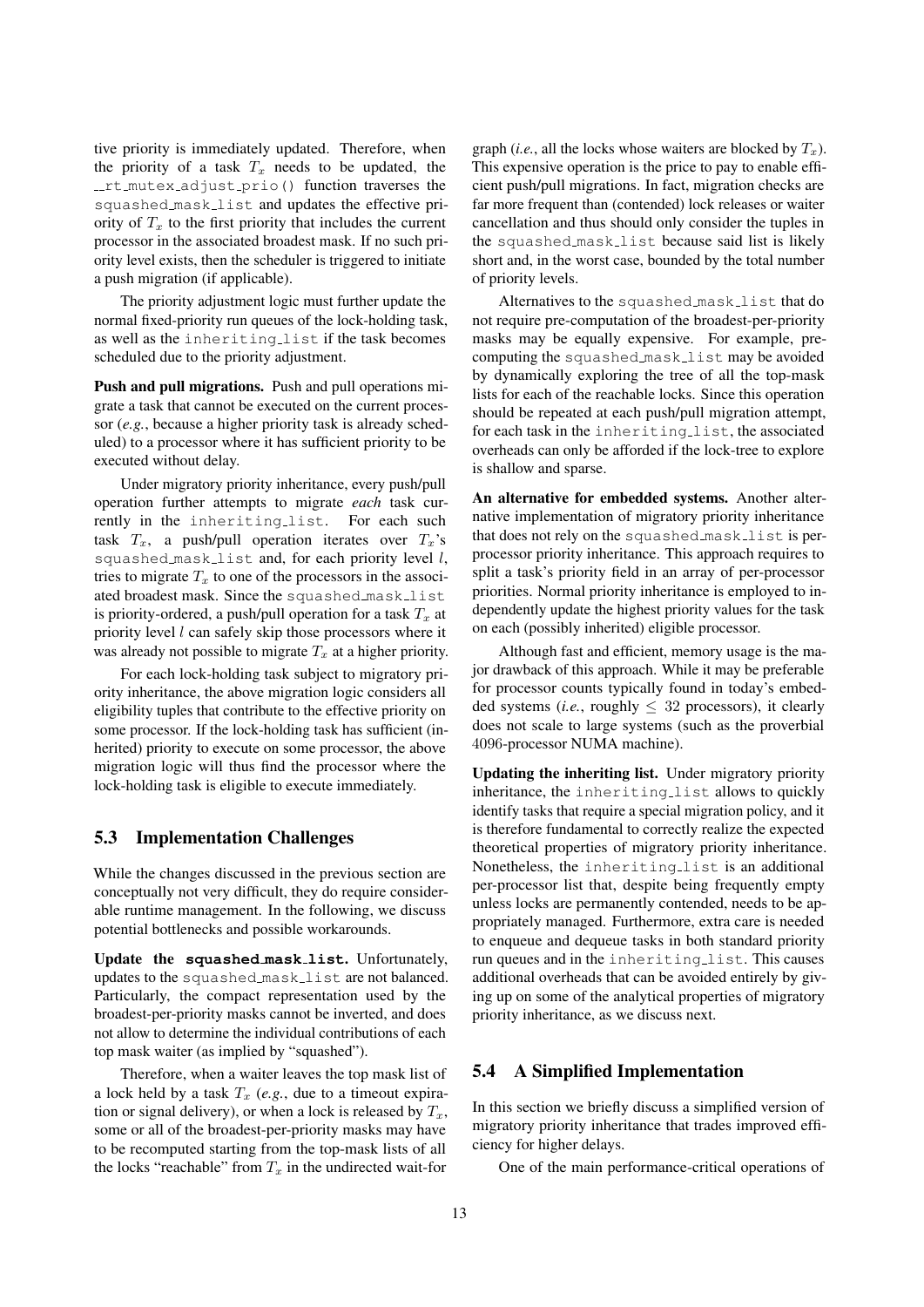tive priority is immediately updated. Therefore, when the priority of a task $T_x$ needs to be updated, the `__rt_mutex_adjust_prio()` function traverses the `squashed_mask_list` and updates the effective priority of $T_x$ to the first priority that includes the current processor in the associated broadest mask. If no such priority level exists, then the scheduler is triggered to initiate a push migration (if applicable).

The priority adjustment logic must further update the normal fixed-priority run queues of the lock-holding task, as well as the `inheriting_list` if the task becomes scheduled due to the priority adjustment.

**Push and pull migrations.** Push and pull operations migrate a task that cannot be executed on the current processor (*e.g.*, because a higher priority task is already scheduled) to a processor where it has sufficient priority to be executed without delay.

Under migratory priority inheritance, every push/pull operation further attempts to migrate *each* task currently in the `inheriting_list`. For each such task $T_x$, a push/pull operation iterates over $T_x$'s `squashed_mask_list` and, for each priority level $l$, tries to migrate $T_x$ to one of the processors in the associated broadest mask. Since the `squashed_mask_list` is priority-ordered, a push/pull operation for a task $T_x$ at priority level $l$ can safely skip those processors where it was already not possible to migrate $T_x$ at a higher priority.

For each lock-holding task subject to migratory priority inheritance, the above migration logic considers all eligibility tuples that contribute to the effective priority on some processor. If the lock-holding task has sufficient (inherited) priority to execute on some processor, the above migration logic will thus find the processor where the lock-holding task is eligible to execute immediately.

## 5.3 Implementation Challenges

While the changes discussed in the previous section are conceptually not very difficult, they do require considerable runtime management. In the following, we discuss potential bottlenecks and possible workarounds.

**Update the `squashed_mask_list`.** Unfortunately, updates to the `squashed_mask_list` are not balanced. Particularly, the compact representation used by the broadest-per-priority masks cannot be inverted, and does not allow to determine the individual contributions of each top mask waiter (as implied by "squashed").

Therefore, when a waiter leaves the top mask list of a lock held by a task $T_x$ (*e.g.*, due to a timeout expiration or signal delivery), or when a lock is released by $T_x$, some or all of the broadest-per-priority masks may have to be recomputed starting from the top-mask lists of all the locks "reachable" from $T_x$ in the undirected wait-for graph (*i.e.*, all the locks whose waiters are blocked by $T_x$). This expensive operation is the price to pay to enable efficient push/pull migrations. In fact, migration checks are far more frequent than (contended) lock releases or waiter cancellation and thus should only consider the tuples in the `squashed_mask_list` because said list is likely short and, in the worst case, bounded by the total number of priority levels.

Alternatives to the `squashed_mask_list` that do not require pre-computation of the broadest-per-priority masks may be equally expensive. For example, precomputing the `squashed_mask_list` may be avoided by dynamically exploring the tree of all the top-mask lists for each of the reachable locks. Since this operation should be repeated at each push/pull migration attempt, for each task in the `inheriting_list`, the associated overheads can only be afforded if the lock-tree to explore is shallow and sparse.

**An alternative for embedded systems.** Another alternative implementation of migratory priority inheritance that does not rely on the `squashed_mask_list` is per-processor priority inheritance. This approach requires to split a task's priority field in an array of per-processor priorities. Normal priority inheritance is employed to independently update the highest priority values for the task on each (possibly inherited) eligible processor.

Although fast and efficient, memory usage is the major drawback of this approach. While it may be preferable for processor counts typically found in today's embedded systems (*i.e.*, roughly $\leq 32$ processors), it clearly does not scale to large systems (such as the proverbial 4096-processor NUMA machine).

**Updating the inheriting list.** Under migratory priority inheritance, the `inheriting_list` allows to quickly identify tasks that require a special migration policy, and it is therefore fundamental to correctly realize the expected theoretical properties of migratory priority inheritance. Nonetheless, the `inheriting_list` is an additional per-processor list that, despite being frequently empty unless locks are permanently contended, needs to be appropriately managed. Furthermore, extra care is needed to enqueue and dequeue tasks in both standard priority run queues and in the `inheriting_list`. This causes additional overheads that can be avoided entirely by giving up on some of the analytical properties of migratory priority inheritance, as we discuss next.

## 5.4 A Simplified Implementation

In this section we briefly discuss a simplified version of migratory priority inheritance that trades improved efficiency for higher delays.

One of the main performance-critical operations of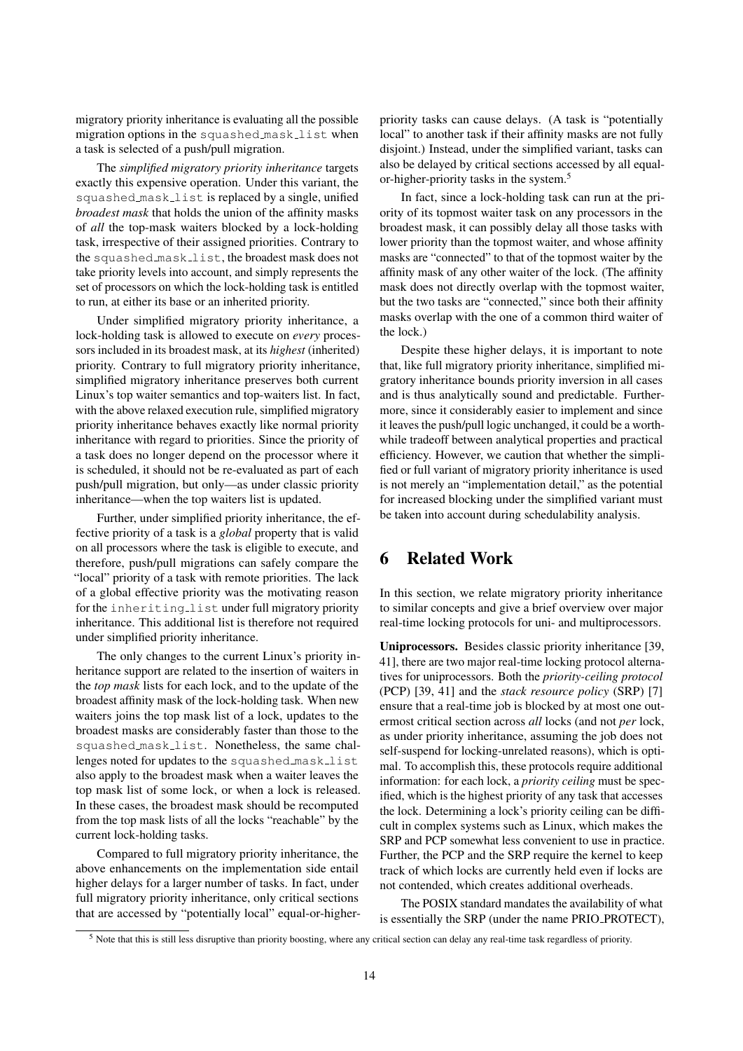migratory priority inheritance is evaluating all the possible migration options in the squashed_mask_list when a task is selected of a push/pull migration.

The *simplified migratory priority inheritance* targets exactly this expensive operation. Under this variant, the squashed_mask_list is replaced by a single, unified *broadest mask* that holds the union of the affinity masks of *all* the top-mask waiters blocked by a lock-holding task, irrespective of their assigned priorities. Contrary to the squashed_mask_list, the broadest mask does not take priority levels into account, and simply represents the set of processors on which the lock-holding task is entitled to run, at either its base or an inherited priority.

Under simplified migratory priority inheritance, a lock-holding task is allowed to execute on *every* processors included in its broadest mask, at its *highest* (inherited) priority. Contrary to full migratory priority inheritance, simplified migratory inheritance preserves both current Linux's top waiter semantics and top-waiters list. In fact, with the above relaxed execution rule, simplified migratory priority inheritance behaves exactly like normal priority inheritance with regard to priorities. Since the priority of a task does no longer depend on the processor where it is scheduled, it should not be re-evaluated as part of each push/pull migration, but only—as under classic priority inheritance—when the top waiters list is updated.

Further, under simplified priority inheritance, the effective priority of a task is a *global* property that is valid on all processors where the task is eligible to execute, and therefore, push/pull migrations can safely compare the "local" priority of a task with remote priorities. The lack of a global effective priority was the motivating reason for the inheriting_list under full migratory priority inheritance. This additional list is therefore not required under simplified priority inheritance.

The only changes to the current Linux's priority inheritance support are related to the insertion of waiters in the *top mask* lists for each lock, and to the update of the broadest affinity mask of the lock-holding task. When new waiters joins the top mask list of a lock, updates to the broadest masks are considerably faster than those to the squashed_mask_list. Nonetheless, the same challenges noted for updates to the squashed_mask_list also apply to the broadest mask when a waiter leaves the top mask list of some lock, or when a lock is released. In these cases, the broadest mask should be recomputed from the top mask lists of all the locks "reachable" by the current lock-holding tasks.

Compared to full migratory priority inheritance, the above enhancements on the implementation side entail higher delays for a larger number of tasks. In fact, under full migratory priority inheritance, only critical sections that are accessed by "potentially local" equal-or-higher-priority tasks can cause delays. (A task is "potentially local" to another task if their affinity masks are not fully disjoint.) Instead, under the simplified variant, tasks can also be delayed by critical sections accessed by all equal-or-higher-priority tasks in the system.[5]

In fact, since a lock-holding task can run at the priority of its topmost waiter task on any processors in the broadest mask, it can possibly delay all those tasks with lower priority than the topmost waiter, and whose affinity masks are "connected" to that of the topmost waiter by the affinity mask of any other waiter of the lock. (The affinity mask does not directly overlap with the topmost waiter, but the two tasks are "connected," since both their affinity masks overlap with the one of a common third waiter of the lock.)

Despite these higher delays, it is important to note that, like full migratory priority inheritance, simplified migratory inheritance bounds priority inversion in all cases and is thus analytically sound and predictable. Furthermore, since it considerably easier to implement and since it leaves the push/pull logic unchanged, it could be a worthwhile tradeoff between analytical properties and practical efficiency. However, we caution that whether the simplified or full variant of migratory priority inheritance is used is not merely an "implementation detail," as the potential for increased blocking under the simplified variant must be taken into account during schedulability analysis.

# 6 Related Work

In this section, we relate migratory priority inheritance to similar concepts and give a brief overview over major real-time locking protocols for uni- and multiprocessors.

**Uniprocessors.** Besides classic priority inheritance [39, 41], there are two major real-time locking protocol alternatives for uniprocessors. Both the *priority-ceiling protocol* (PCP) [39, 41] and the *stack resource policy* (SRP) [7] ensure that a real-time job is blocked by at most one outermost critical section across *all* locks (and not *per* lock, as under priority inheritance, assuming the job does not self-suspend for locking-unrelated reasons), which is optimal. To accomplish this, these protocols require additional information: for each lock, a *priority ceiling* must be specified, which is the highest priority of any task that accesses the lock. Determining a lock's priority ceiling can be difficult in complex systems such as Linux, which makes the SRP and PCP somewhat less convenient to use in practice. Further, the PCP and the SRP require the kernel to keep track of which locks are currently held even if locks are not contended, which creates additional overheads.

The POSIX standard mandates the availability of what is essentially the SRP (under the name PRIO_PROTECT),

[5] Note that this is still less disruptive than priority boosting, where any critical section can delay any real-time task regardless of priority.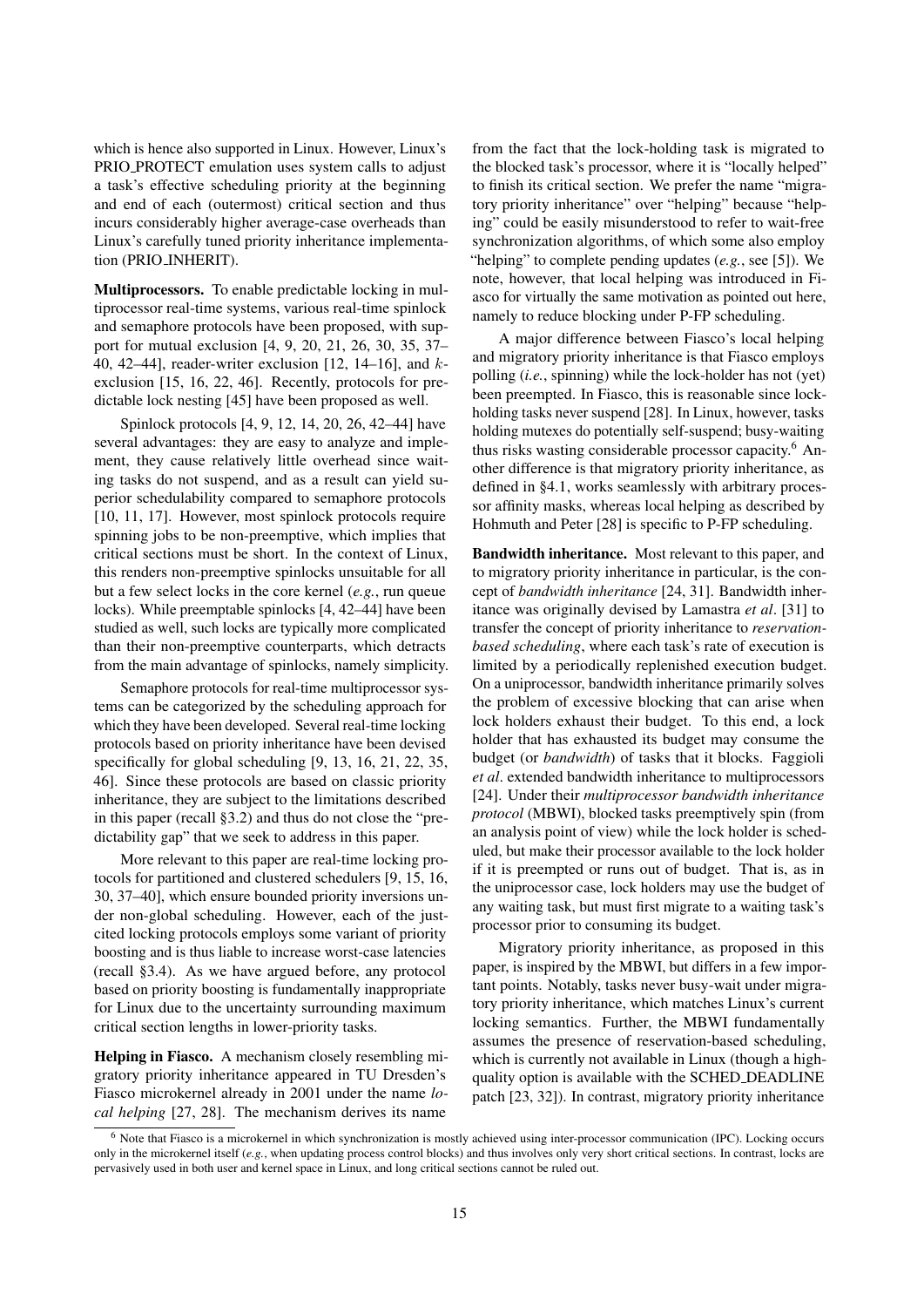which is hence also supported in Linux. However, Linux's PRIO_PROTECT emulation uses system calls to adjust a task's effective scheduling priority at the beginning and end of each (outermost) critical section and thus incurs considerably higher average-case overheads than Linux's carefully tuned priority inheritance implementation (PRIO_INHERIT).

**Multiprocessors.** To enable predictable locking in multiprocessor real-time systems, various real-time spinlock and semaphore protocols have been proposed, with support for mutual exclusion [4, 9, 20, 21, 26, 30, 35, 37–40, 42–44], reader-writer exclusion [12, 14–16], and $k$-exclusion [15, 16, 22, 46]. Recently, protocols for predictable lock nesting [45] have been proposed as well.

Spinlock protocols [4, 9, 12, 14, 20, 26, 42–44] have several advantages: they are easy to analyze and implement, they cause relatively little overhead since waiting tasks do not suspend, and as a result can yield superior schedulability compared to semaphore protocols [10, 11, 17]. However, most spinlock protocols require spinning jobs to be non-preemptive, which implies that critical sections must be short. In the context of Linux, this renders non-preemptive spinlocks unsuitable for all but a few select locks in the core kernel (*e.g.*, run queue locks). While preemptable spinlocks [4, 42–44] have been studied as well, such locks are typically more complicated than their non-preemptive counterparts, which detracts from the main advantage of spinlocks, namely simplicity.

Semaphore protocols for real-time multiprocessor systems can be categorized by the scheduling approach for which they have been developed. Several real-time locking protocols based on priority inheritance have been devised specifically for global scheduling [9, 13, 16, 21, 22, 35, 46]. Since these protocols are based on classic priority inheritance, they are subject to the limitations described in this paper (recall §3.2) and thus do not close the "predictability gap" that we seek to address in this paper.

More relevant to this paper are real-time locking protocols for partitioned and clustered schedulers [9, 15, 16, 30, 37–40], which ensure bounded priority inversions under non-global scheduling. However, each of the just-cited locking protocols employs some variant of priority boosting and is thus liable to increase worst-case latencies (recall §3.4). As we have argued before, any protocol based on priority boosting is fundamentally inappropriate for Linux due to the uncertainty surrounding maximum critical section lengths in lower-priority tasks.

**Helping in Fiasco.** A mechanism closely resembling migratory priority inheritance appeared in TU Dresden's Fiasco microkernel already in 2001 under the name *local helping* [27, 28]. The mechanism derives its name from the fact that the lock-holding task is migrated to the blocked task's processor, where it is "locally helped" to finish its critical section. We prefer the name "migratory priority inheritance" over "helping" because "helping" could be easily misunderstood to refer to wait-free synchronization algorithms, of which some also employ "helping" to complete pending updates (*e.g.*, see [5]). We note, however, that local helping was introduced in Fiasco for virtually the same motivation as pointed out here, namely to reduce blocking under P-FP scheduling.

A major difference between Fiasco's local helping and migratory priority inheritance is that Fiasco employs polling (*i.e.*, spinning) while the lock-holder has not (yet) been preempted. In Fiasco, this is reasonable since lock-holding tasks never suspend [28]. In Linux, however, tasks holding mutexes do potentially self-suspend; busy-waiting thus risks wasting considerable processor capacity.[6] Another difference is that migratory priority inheritance, as defined in §4.1, works seamlessly with arbitrary processor affinity masks, whereas local helping as described by Hohmuth and Peter [28] is specific to P-FP scheduling.

**Bandwidth inheritance.** Most relevant to this paper, and to migratory priority inheritance in particular, is the concept of *bandwidth inheritance* [24, 31]. Bandwidth inheritance was originally devised by Lamastra *et al*. [31] to transfer the concept of priority inheritance to *reservation-based scheduling*, where each task's rate of execution is limited by a periodically replenished execution budget. On a uniprocessor, bandwidth inheritance primarily solves the problem of excessive blocking that can arise when lock holders exhaust their budget. To this end, a lock holder that has exhausted its budget may consume the budget (or *bandwidth*) of tasks that it blocks. Faggioli *et al*. extended bandwidth inheritance to multiprocessors [24]. Under their *multiprocessor bandwidth inheritance protocol* (MBWI), blocked tasks preemptively spin (from an analysis point of view) while the lock holder is scheduled, but make their processor available to the lock holder if it is preempted or runs out of budget. That is, as in the uniprocessor case, lock holders may use the budget of any waiting task, but must first migrate to a waiting task's processor prior to consuming its budget.

Migratory priority inheritance, as proposed in this paper, is inspired by the MBWI, but differs in a few important points. Notably, tasks never busy-wait under migratory priority inheritance, which matches Linux's current locking semantics. Further, the MBWI fundamentally assumes the presence of reservation-based scheduling, which is currently not available in Linux (though a high-quality option is available with the SCHED_DEADLINE patch [23, 32]). In contrast, migratory priority inheritance

[6] Note that Fiasco is a microkernel in which synchronization is mostly achieved using inter-processor communication (IPC). Locking occurs only in the microkernel itself (*e.g.*, when updating process control blocks) and thus involves only very short critical sections. In contrast, locks are pervasively used in both user and kernel space in Linux, and long critical sections cannot be ruled out.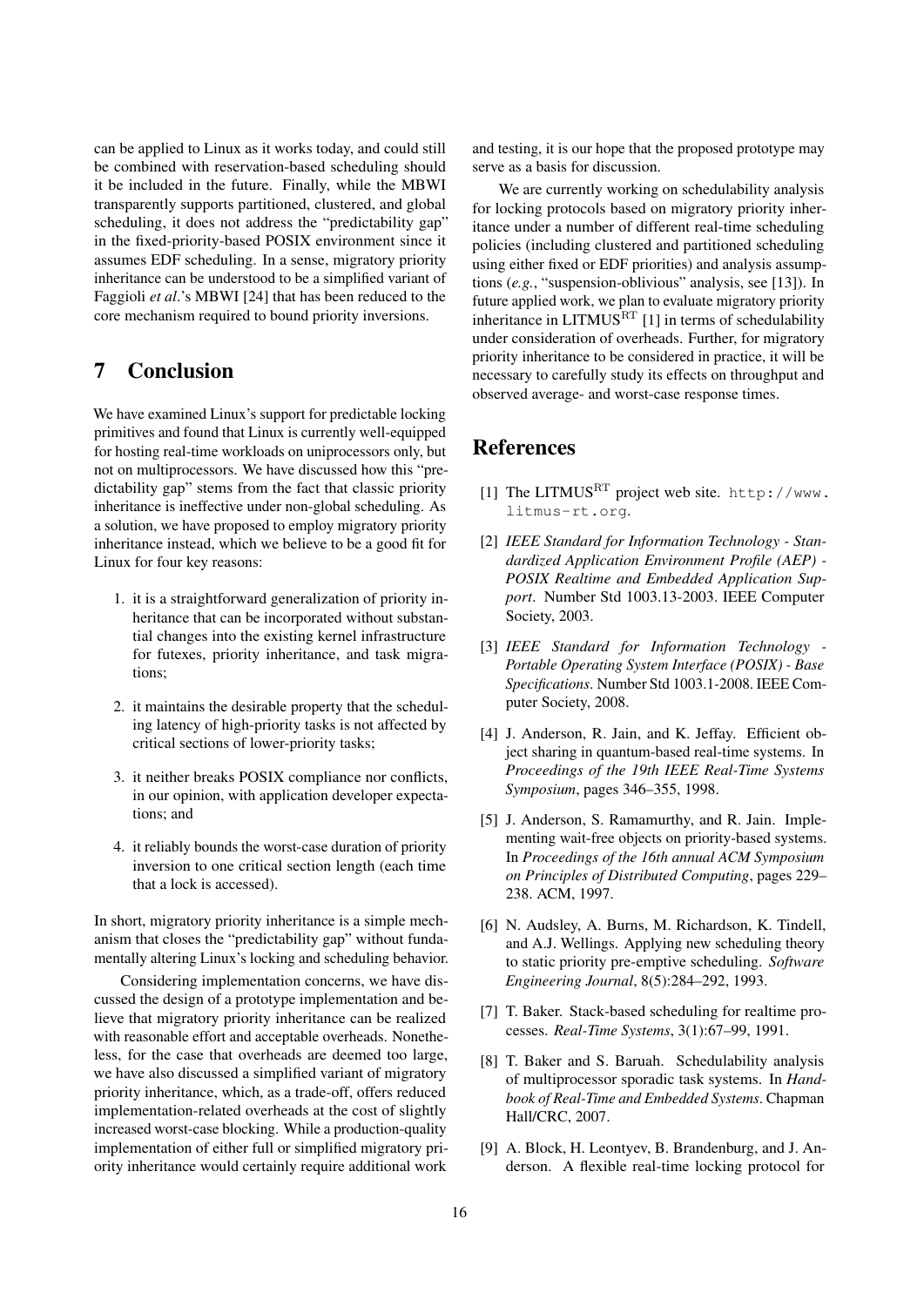can be applied to Linux as it works today, and could still be combined with reservation-based scheduling should it be included in the future. Finally, while the MBWI transparently supports partitioned, clustered, and global scheduling, it does not address the "predictability gap" in the fixed-priority-based POSIX environment since it assumes EDF scheduling. In a sense, migratory priority inheritance can be understood to be a simplified variant of Faggioli *et al*.'s MBWI [24] that has been reduced to the core mechanism required to bound priority inversions.

## 7 Conclusion

We have examined Linux's support for predictable locking primitives and found that Linux is currently well-equipped for hosting real-time workloads on uniprocessors only, but not on multiprocessors. We have discussed how this "predictability gap" stems from the fact that classic priority inheritance is ineffective under non-global scheduling. As a solution, we have proposed to employ migratory priority inheritance instead, which we believe to be a good fit for Linux for four key reasons:

1. it is a straightforward generalization of priority inheritance that can be incorporated without substantial changes into the existing kernel infrastructure for futexes, priority inheritance, and task migrations;
2. it maintains the desirable property that the scheduling latency of high-priority tasks is not affected by critical sections of lower-priority tasks;
3. it neither breaks POSIX compliance nor conflicts, in our opinion, with application developer expectations; and
4. it reliably bounds the worst-case duration of priority inversion to one critical section length (each time that a lock is accessed).

In short, migratory priority inheritance is a simple mechanism that closes the "predictability gap" without fundamentally altering Linux's locking and scheduling behavior.

Considering implementation concerns, we have discussed the design of a prototype implementation and believe that migratory priority inheritance can be realized with reasonable effort and acceptable overheads. Nonetheless, for the case that overheads are deemed too large, we have also discussed a simplified variant of migratory priority inheritance, which, as a trade-off, offers reduced implementation-related overheads at the cost of slightly increased worst-case blocking. While a production-quality implementation of either full or simplified migratory priority inheritance would certainly require additional work and testing, it is our hope that the proposed prototype may serve as a basis for discussion.

We are currently working on schedulability analysis for locking protocols based on migratory priority inheritance under a number of different real-time scheduling policies (including clustered and partitioned scheduling using either fixed or EDF priorities) and analysis assumptions (*e.g.*, "suspension-oblivious" analysis, see [13]). In future applied work, we plan to evaluate migratory priority inheritance in LITMUS$^{\mathrm{RT}}$ [1] in terms of schedulability under consideration of overheads. Further, for migratory priority inheritance to be considered in practice, it will be necessary to carefully study its effects on throughput and observed average- and worst-case response times.

## References

[1] The LITMUS$^{\mathrm{RT}}$ project web site. `http://www.litmus-rt.org`.

[2] *IEEE Standard for Information Technology - Standardized Application Environment Profile (AEP) - POSIX Realtime and Embedded Application Support*. Number Std 1003.13-2003. IEEE Computer Society, 2003.

[3] *IEEE Standard for Information Technology - Portable Operating System Interface (POSIX) - Base Specifications*. Number Std 1003.1-2008. IEEE Computer Society, 2008.

[4] J. Anderson, R. Jain, and K. Jeffay. Efficient object sharing in quantum-based real-time systems. In *Proceedings of the 19th IEEE Real-Time Systems Symposium*, pages 346–355, 1998.

[5] J. Anderson, S. Ramamurthy, and R. Jain. Implementing wait-free objects on priority-based systems. In *Proceedings of the 16th annual ACM Symposium on Principles of Distributed Computing*, pages 229–238. ACM, 1997.

[6] N. Audsley, A. Burns, M. Richardson, K. Tindell, and A.J. Wellings. Applying new scheduling theory to static priority pre-emptive scheduling. *Software Engineering Journal*, 8(5):284–292, 1993.

[7] T. Baker. Stack-based scheduling for realtime processes. *Real-Time Systems*, 3(1):67–99, 1991.

[8] T. Baker and S. Baruah. Schedulability analysis of multiprocessor sporadic task systems. In *Handbook of Real-Time and Embedded Systems*. Chapman Hall/CRC, 2007.

[9] A. Block, H. Leontyev, B. Brandenburg, and J. Anderson. A flexible real-time locking protocol for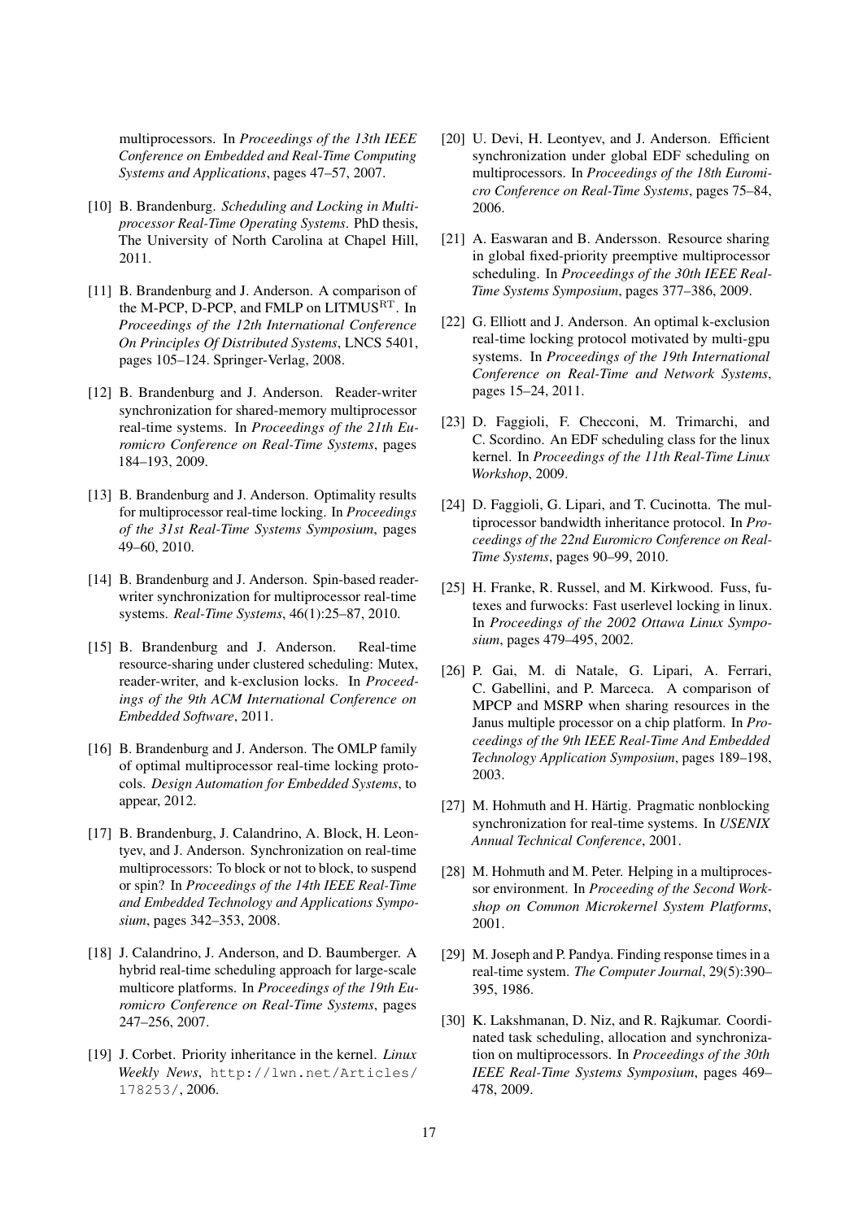multiprocessors. In *Proceedings of the 13th IEEE Conference on Embedded and Real-Time Computing Systems and Applications*, pages 47–57, 2007.

[10] B. Brandenburg. *Scheduling and Locking in Multiprocessor Real-Time Operating Systems*. PhD thesis, The University of North Carolina at Chapel Hill, 2011.

[11] B. Brandenburg and J. Anderson. A comparison of the M-PCP, D-PCP, and FMLP on LITMUS$^{\mathrm{RT}}$. In *Proceedings of the 12th International Conference On Principles Of Distributed Systems*, LNCS 5401, pages 105–124. Springer-Verlag, 2008.

[12] B. Brandenburg and J. Anderson. Reader-writer synchronization for shared-memory multiprocessor real-time systems. In *Proceedings of the 21th Euromicro Conference on Real-Time Systems*, pages 184–193, 2009.

[13] B. Brandenburg and J. Anderson. Optimality results for multiprocessor real-time locking. In *Proceedings of the 31st Real-Time Systems Symposium*, pages 49–60, 2010.

[14] B. Brandenburg and J. Anderson. Spin-based reader-writer synchronization for multiprocessor real-time systems. *Real-Time Systems*, 46(1):25–87, 2010.

[15] B. Brandenburg and J. Anderson. Real-time resource-sharing under clustered scheduling: Mutex, reader-writer, and k-exclusion locks. In *Proceedings of the 9th ACM International Conference on Embedded Software*, 2011.

[16] B. Brandenburg and J. Anderson. The OMLP family of optimal multiprocessor real-time locking protocols. *Design Automation for Embedded Systems*, to appear, 2012.

[17] B. Brandenburg, J. Calandrino, A. Block, H. Leontyev, and J. Anderson. Synchronization on real-time multiprocessors: To block or not to block, to suspend or spin? In *Proceedings of the 14th IEEE Real-Time and Embedded Technology and Applications Symposium*, pages 342–353, 2008.

[18] J. Calandrino, J. Anderson, and D. Baumberger. A hybrid real-time scheduling approach for large-scale multicore platforms. In *Proceedings of the 19th Euromicro Conference on Real-Time Systems*, pages 247–256, 2007.

[19] J. Corbet. Priority inheritance in the kernel. *Linux Weekly News*, `http://lwn.net/Articles/178253/`, 2006.

[20] U. Devi, H. Leontyev, and J. Anderson. Efficient synchronization under global EDF scheduling on multiprocessors. In *Proceedings of the 18th Euromicro Conference on Real-Time Systems*, pages 75–84, 2006.

[21] A. Easwaran and B. Andersson. Resource sharing in global fixed-priority preemptive multiprocessor scheduling. In *Proceedings of the 30th IEEE Real-Time Systems Symposium*, pages 377–386, 2009.

[22] G. Elliott and J. Anderson. An optimal k-exclusion real-time locking protocol motivated by multi-gpu systems. In *Proceedings of the 19th International Conference on Real-Time and Network Systems*, pages 15–24, 2011.

[23] D. Faggioli, F. Checconi, M. Trimarchi, and C. Scordino. An EDF scheduling class for the linux kernel. In *Proceedings of the 11th Real-Time Linux Workshop*, 2009.

[24] D. Faggioli, G. Lipari, and T. Cucinotta. The multiprocessor bandwidth inheritance protocol. In *Proceedings of the 22nd Euromicro Conference on Real-Time Systems*, pages 90–99, 2010.

[25] H. Franke, R. Russel, and M. Kirkwood. Fuss, futexes and furwocks: Fast userlevel locking in linux. In *Proceedings of the 2002 Ottawa Linux Symposium*, pages 479–495, 2002.

[26] P. Gai, M. di Natale, G. Lipari, A. Ferrari, C. Gabellini, and P. Marceca. A comparison of MPCP and MSRP when sharing resources in the Janus multiple processor on a chip platform. In *Proceedings of the 9th IEEE Real-Time And Embedded Technology Application Symposium*, pages 189–198, 2003.

[27] M. Hohmuth and H. Härtig. Pragmatic nonblocking synchronization for real-time systems. In *USENIX Annual Technical Conference*, 2001.

[28] M. Hohmuth and M. Peter. Helping in a multiprocessor environment. In *Proceeding of the Second Workshop on Common Microkernel System Platforms*, 2001.

[29] M. Joseph and P. Pandya. Finding response times in a real-time system. *The Computer Journal*, 29(5):390–395, 1986.

[30] K. Lakshmanan, D. Niz, and R. Rajkumar. Coordinated task scheduling, allocation and synchronization on multiprocessors. In *Proceedings of the 30th IEEE Real-Time Systems Symposium*, pages 469–478, 2009.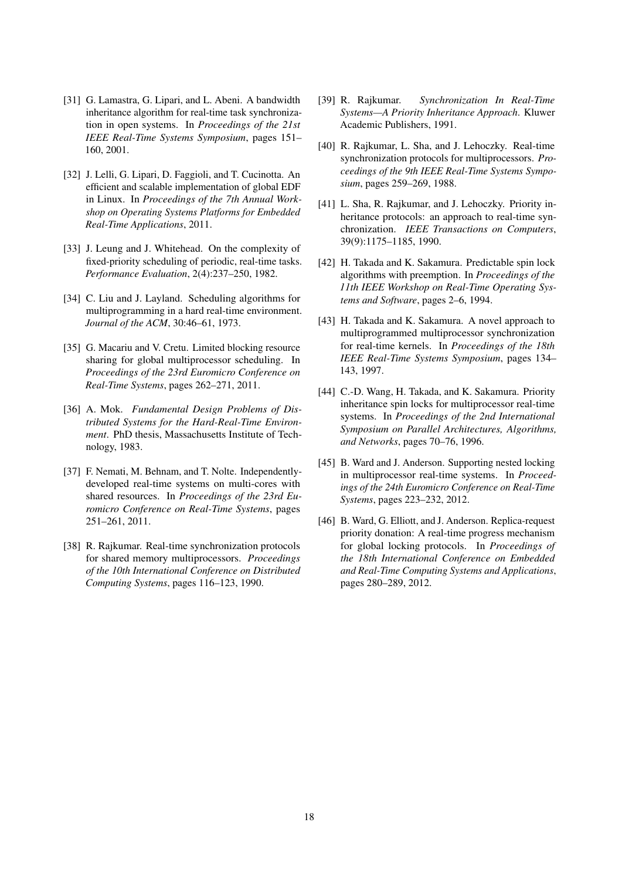[31] G. Lamastra, G. Lipari, and L. Abeni. A bandwidth inheritance algorithm for real-time task synchronization in open systems. In *Proceedings of the 21st IEEE Real-Time Systems Symposium*, pages 151–160, 2001.

[32] J. Lelli, G. Lipari, D. Faggioli, and T. Cucinotta. An efficient and scalable implementation of global EDF in Linux. In *Proceedings of the 7th Annual Workshop on Operating Systems Platforms for Embedded Real-Time Applications*, 2011.

[33] J. Leung and J. Whitehead. On the complexity of fixed-priority scheduling of periodic, real-time tasks. *Performance Evaluation*, 2(4):237–250, 1982.

[34] C. Liu and J. Layland. Scheduling algorithms for multiprogramming in a hard real-time environment. *Journal of the ACM*, 30:46–61, 1973.

[35] G. Macariu and V. Cretu. Limited blocking resource sharing for global multiprocessor scheduling. In *Proceedings of the 23rd Euromicro Conference on Real-Time Systems*, pages 262–271, 2011.

[36] A. Mok. *Fundamental Design Problems of Distributed Systems for the Hard-Real-Time Environment*. PhD thesis, Massachusetts Institute of Technology, 1983.

[37] F. Nemati, M. Behnam, and T. Nolte. Independently-developed real-time systems on multi-cores with shared resources. In *Proceedings of the 23rd Euromicro Conference on Real-Time Systems*, pages 251–261, 2011.

[38] R. Rajkumar. Real-time synchronization protocols for shared memory multiprocessors. *Proceedings of the 10th International Conference on Distributed Computing Systems*, pages 116–123, 1990.

[39] R. Rajkumar. *Synchronization In Real-Time Systems—A Priority Inheritance Approach*. Kluwer Academic Publishers, 1991.

[40] R. Rajkumar, L. Sha, and J. Lehoczky. Real-time synchronization protocols for multiprocessors. *Proceedings of the 9th IEEE Real-Time Systems Symposium*, pages 259–269, 1988.

[41] L. Sha, R. Rajkumar, and J. Lehoczky. Priority inheritance protocols: an approach to real-time synchronization. *IEEE Transactions on Computers*, 39(9):1175–1185, 1990.

[42] H. Takada and K. Sakamura. Predictable spin lock algorithms with preemption. In *Proceedings of the 11th IEEE Workshop on Real-Time Operating Systems and Software*, pages 2–6, 1994.

[43] H. Takada and K. Sakamura. A novel approach to multiprogrammed multiprocessor synchronization for real-time kernels. In *Proceedings of the 18th IEEE Real-Time Systems Symposium*, pages 134–143, 1997.

[44] C.-D. Wang, H. Takada, and K. Sakamura. Priority inheritance spin locks for multiprocessor real-time systems. In *Proceedings of the 2nd International Symposium on Parallel Architectures, Algorithms, and Networks*, pages 70–76, 1996.

[45] B. Ward and J. Anderson. Supporting nested locking in multiprocessor real-time systems. In *Proceedings of the 24th Euromicro Conference on Real-Time Systems*, pages 223–232, 2012.

[46] B. Ward, G. Elliott, and J. Anderson. Replica-request priority donation: A real-time progress mechanism for global locking protocols. In *Proceedings of the 18th International Conference on Embedded and Real-Time Computing Systems and Applications*, pages 280–289, 2012.